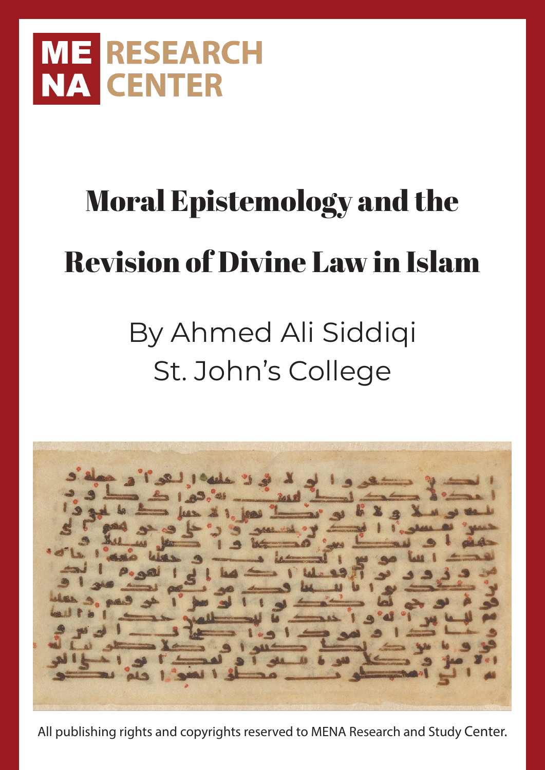ME NA RESEARCH CENTER

# Moral Epistemology and the Revision of Divine Law in Islam

By Ahmed Ali Siddiqi
St. John's College

All publishing rights and copyrights reserved to MENA Research and Study Center.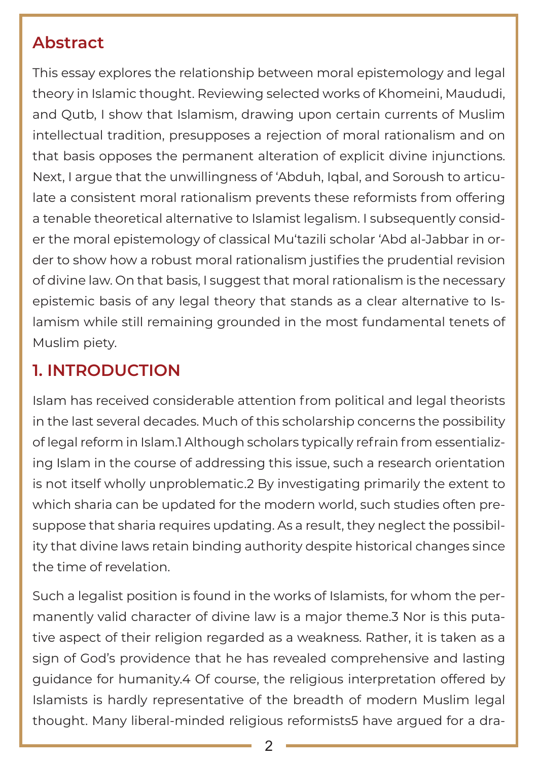## Abstract

This essay explores the relationship between moral epistemology and legal theory in Islamic thought. Reviewing selected works of Khomeini, Maududi, and Qutb, I show that Islamism, drawing upon certain currents of Muslim intellectual tradition, presupposes a rejection of moral rationalism and on that basis opposes the permanent alteration of explicit divine injunctions. Next, I argue that the unwillingness of ʻAbduh, Iqbal, and Soroush to articulate a consistent moral rationalism prevents these reformists from offering a tenable theoretical alternative to Islamist legalism. I subsequently consider the moral epistemology of classical Muʻtazili scholar ʻAbd al-Jabbar in order to show how a robust moral rationalism justifies the prudential revision of divine law. On that basis, I suggest that moral rationalism is the necessary epistemic basis of any legal theory that stands as a clear alternative to Islamism while still remaining grounded in the most fundamental tenets of Muslim piety.

## 1. INTRODUCTION

Islam has received considerable attention from political and legal theorists in the last several decades. Much of this scholarship concerns the possibility of legal reform in Islam.[1] Although scholars typically refrain from essentializing Islam in the course of addressing this issue, such a research orientation is not itself wholly unproblematic.[2] By investigating primarily the extent to which sharia can be updated for the modern world, such studies often presuppose that sharia requires updating. As a result, they neglect the possibility that divine laws retain binding authority despite historical changes since the time of revelation.

Such a legalist position is found in the works of Islamists, for whom the permanently valid character of divine law is a major theme.[3] Nor is this putative aspect of their religion regarded as a weakness. Rather, it is taken as a sign of God's providence that he has revealed comprehensive and lasting guidance for humanity.[4] Of course, the religious interpretation offered by Islamists is hardly representative of the breadth of modern Muslim legal thought. Many liberal-minded religious reformists[5] have argued for a dra-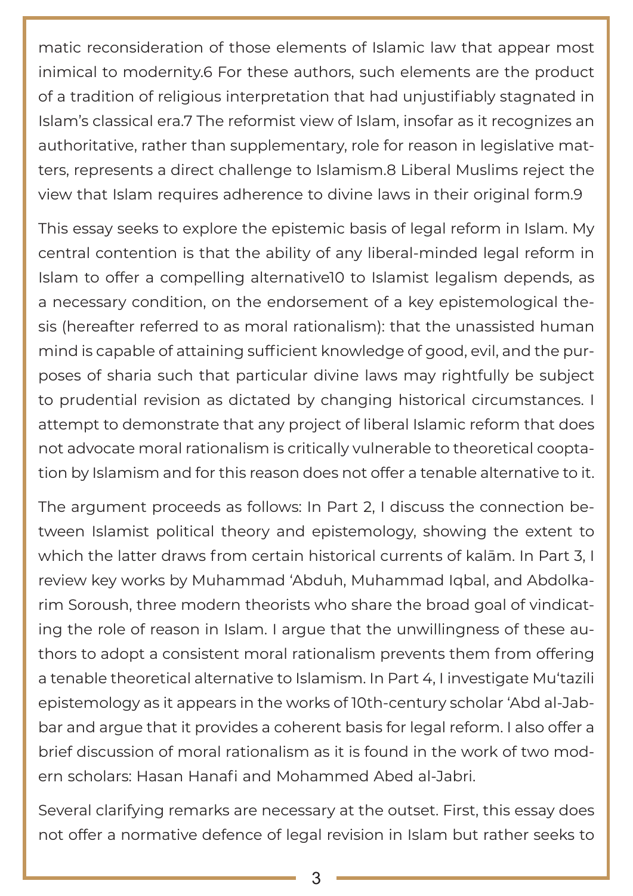matic reconsideration of those elements of Islamic law that appear most inimical to modernity.[6] For these authors, such elements are the product of a tradition of religious interpretation that had unjustifiably stagnated in Islam's classical era.[7] The reformist view of Islam, insofar as it recognizes an authoritative, rather than supplementary, role for reason in legislative matters, represents a direct challenge to Islamism.[8] Liberal Muslims reject the view that Islam requires adherence to divine laws in their original form.[9]

This essay seeks to explore the epistemic basis of legal reform in Islam. My central contention is that the ability of any liberal-minded legal reform in Islam to offer a compelling alternative[10] to Islamist legalism depends, as a necessary condition, on the endorsement of a key epistemological thesis (hereafter referred to as moral rationalism): that the unassisted human mind is capable of attaining sufficient knowledge of good, evil, and the purposes of sharia such that particular divine laws may rightfully be subject to prudential revision as dictated by changing historical circumstances. I attempt to demonstrate that any project of liberal Islamic reform that does not advocate moral rationalism is critically vulnerable to theoretical cooptation by Islamism and for this reason does not offer a tenable alternative to it.

The argument proceeds as follows: In Part 2, I discuss the connection between Islamist political theory and epistemology, showing the extent to which the latter draws from certain historical currents of kalām. In Part 3, I review key works by Muhammad 'Abduh, Muhammad Iqbal, and Abdolkarim Soroush, three modern theorists who share the broad goal of vindicating the role of reason in Islam. I argue that the unwillingness of these authors to adopt a consistent moral rationalism prevents them from offering a tenable theoretical alternative to Islamism. In Part 4, I investigate Mu'tazili epistemology as it appears in the works of 10th-century scholar 'Abd al-Jabbar and argue that it provides a coherent basis for legal reform. I also offer a brief discussion of moral rationalism as it is found in the work of two modern scholars: Hasan Hanafi and Mohammed Abed al-Jabri.

Several clarifying remarks are necessary at the outset. First, this essay does not offer a normative defence of legal revision in Islam but rather seeks to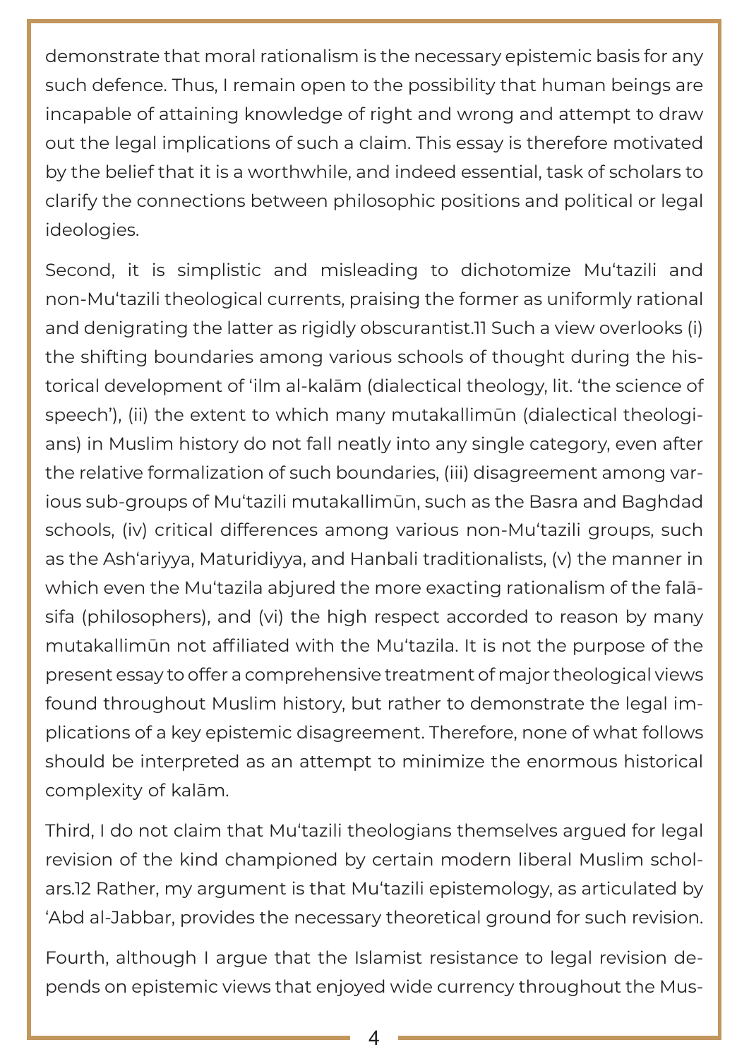demonstrate that moral rationalism is the necessary epistemic basis for any such defence. Thus, I remain open to the possibility that human beings are incapable of attaining knowledge of right and wrong and attempt to draw out the legal implications of such a claim. This essay is therefore motivated by the belief that it is a worthwhile, and indeed essential, task of scholars to clarify the connections between philosophic positions and political or legal ideologies.

Second, it is simplistic and misleading to dichotomize Muʿtazili and non-Muʿtazili theological currents, praising the former as uniformly rational and denigrating the latter as rigidly obscurantist.[11] Such a view overlooks (i) the shifting boundaries among various schools of thought during the historical development of ʿilm al-kalām (dialectical theology, lit. 'the science of speech'), (ii) the extent to which many mutakallimūn (dialectical theologians) in Muslim history do not fall neatly into any single category, even after the relative formalization of such boundaries, (iii) disagreement among various sub-groups of Muʿtazili mutakallimūn, such as the Basra and Baghdad schools, (iv) critical differences among various non-Muʿtazili groups, such as the Ashʿariyya, Maturidiyya, and Hanbali traditionalists, (v) the manner in which even the Muʿtazila abjured the more exacting rationalism of the falāsifa (philosophers), and (vi) the high respect accorded to reason by many mutakallimūn not affiliated with the Muʿtazila. It is not the purpose of the present essay to offer a comprehensive treatment of major theological views found throughout Muslim history, but rather to demonstrate the legal implications of a key epistemic disagreement. Therefore, none of what follows should be interpreted as an attempt to minimize the enormous historical complexity of kalām.

Third, I do not claim that Muʿtazili theologians themselves argued for legal revision of the kind championed by certain modern liberal Muslim scholars.[12] Rather, my argument is that Muʿtazili epistemology, as articulated by ʿAbd al-Jabbar, provides the necessary theoretical ground for such revision.

Fourth, although I argue that the Islamist resistance to legal revision depends on epistemic views that enjoyed wide currency throughout the Mus-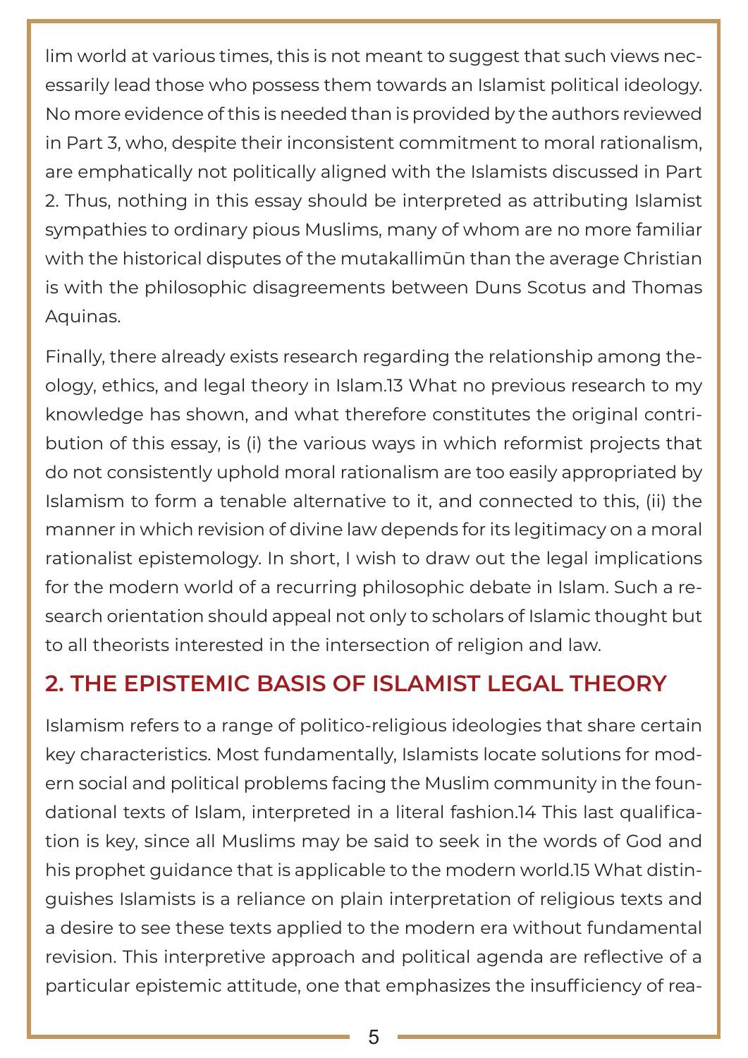lim world at various times, this is not meant to suggest that such views necessarily lead those who possess them towards an Islamist political ideology. No more evidence of this is needed than is provided by the authors reviewed in Part 3, who, despite their inconsistent commitment to moral rationalism, are emphatically not politically aligned with the Islamists discussed in Part 2. Thus, nothing in this essay should be interpreted as attributing Islamist sympathies to ordinary pious Muslims, many of whom are no more familiar with the historical disputes of the mutakallimūn than the average Christian is with the philosophic disagreements between Duns Scotus and Thomas Aquinas.

Finally, there already exists research regarding the relationship among theology, ethics, and legal theory in Islam.[13] What no previous research to my knowledge has shown, and what therefore constitutes the original contribution of this essay, is (i) the various ways in which reformist projects that do not consistently uphold moral rationalism are too easily appropriated by Islamism to form a tenable alternative to it, and connected to this, (ii) the manner in which revision of divine law depends for its legitimacy on a moral rationalist epistemology. In short, I wish to draw out the legal implications for the modern world of a recurring philosophic debate in Islam. Such a research orientation should appeal not only to scholars of Islamic thought but to all theorists interested in the intersection of religion and law.

## 2. THE EPISTEMIC BASIS OF ISLAMIST LEGAL THEORY

Islamism refers to a range of politico-religious ideologies that share certain key characteristics. Most fundamentally, Islamists locate solutions for modern social and political problems facing the Muslim community in the foundational texts of Islam, interpreted in a literal fashion.[14] This last qualification is key, since all Muslims may be said to seek in the words of God and his prophet guidance that is applicable to the modern world.[15] What distinguishes Islamists is a reliance on plain interpretation of religious texts and a desire to see these texts applied to the modern era without fundamental revision. This interpretive approach and political agenda are reflective of a particular epistemic attitude, one that emphasizes the insufficiency of rea-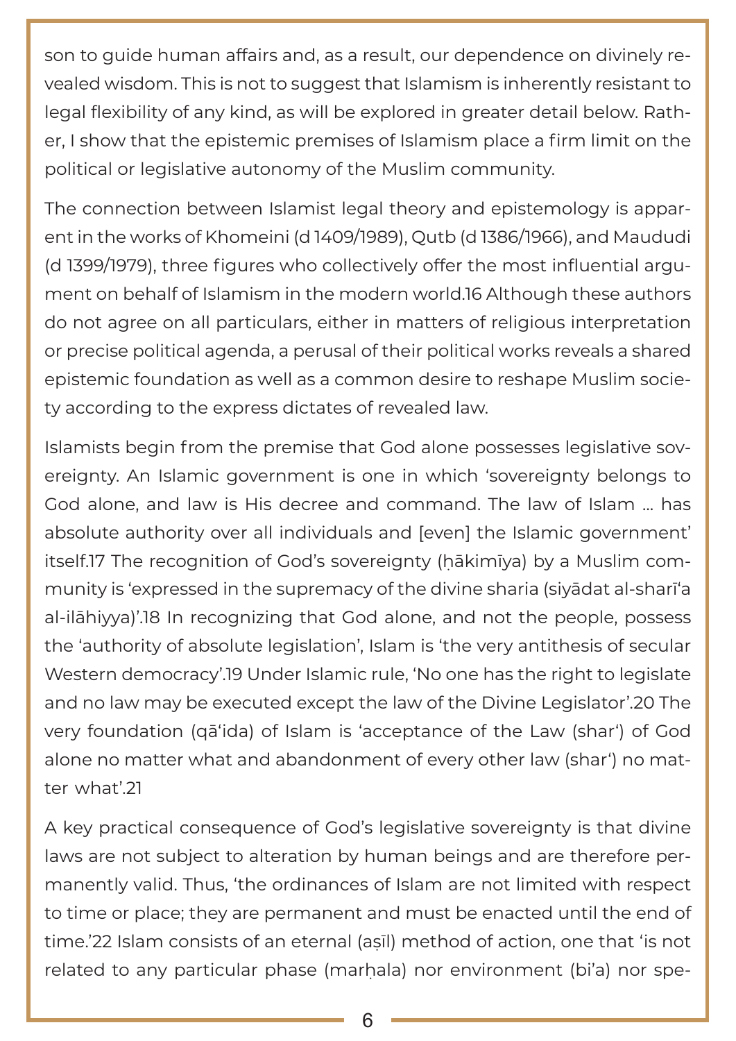son to guide human affairs and, as a result, our dependence on divinely revealed wisdom. This is not to suggest that Islamism is inherently resistant to legal flexibility of any kind, as will be explored in greater detail below. Rather, I show that the epistemic premises of Islamism place a firm limit on the political or legislative autonomy of the Muslim community.

The connection between Islamist legal theory and epistemology is apparent in the works of Khomeini (d 1409/1989), Qutb (d 1386/1966), and Maududi (d 1399/1979), three figures who collectively offer the most influential argument on behalf of Islamism in the modern world.[16] Although these authors do not agree on all particulars, either in matters of religious interpretation or precise political agenda, a perusal of their political works reveals a shared epistemic foundation as well as a common desire to reshape Muslim society according to the express dictates of revealed law.

Islamists begin from the premise that God alone possesses legislative sovereignty. An Islamic government is one in which 'sovereignty belongs to God alone, and law is His decree and command. The law of Islam … has absolute authority over all individuals and [even] the Islamic government' itself.[17] The recognition of God's sovereignty (ḥākimīya) by a Muslim community is 'expressed in the supremacy of the divine sharia (siyādat al-sharīʿa al-ilāhiyya)'.[18] In recognizing that God alone, and not the people, possess the 'authority of absolute legislation', Islam is 'the very antithesis of secular Western democracy'.[19] Under Islamic rule, 'No one has the right to legislate and no law may be executed except the law of the Divine Legislator'.[20] The very foundation (qāʿida) of Islam is 'acceptance of the Law (sharʿ) of God alone no matter what and abandonment of every other law (sharʿ) no matter what'.[21]

A key practical consequence of God's legislative sovereignty is that divine laws are not subject to alteration by human beings and are therefore permanently valid. Thus, 'the ordinances of Islam are not limited with respect to time or place; they are permanent and must be enacted until the end of time.'[22] Islam consists of an eternal (aṣīl) method of action, one that 'is not related to any particular phase (marḥala) nor environment (biʾa) nor spe-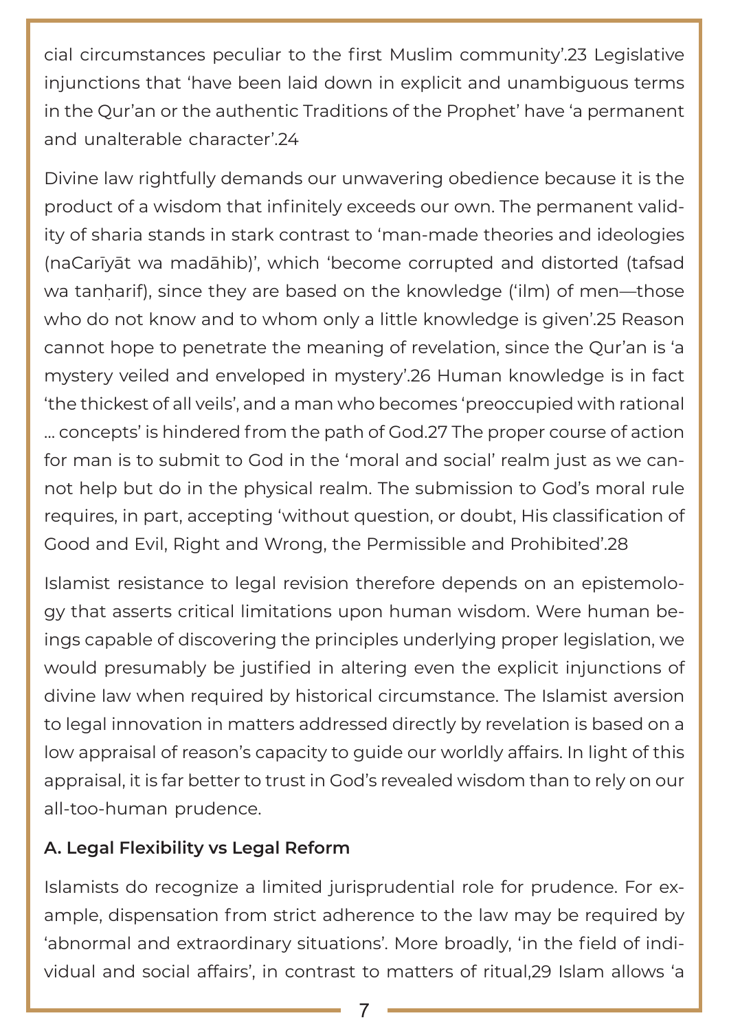cial circumstances peculiar to the first Muslim community'.23 Legislative injunctions that 'have been laid down in explicit and unambiguous terms in the Qur'an or the authentic Traditions of the Prophet' have 'a permanent and unalterable character'.24

Divine law rightfully demands our unwavering obedience because it is the product of a wisdom that infinitely exceeds our own. The permanent validity of sharia stands in stark contrast to 'man-made theories and ideologies (naCarīyāt wa madāhib)', which 'become corrupted and distorted (tafsad wa tanḥarif), since they are based on the knowledge ('ilm) of men—those who do not know and to whom only a little knowledge is given'.25 Reason cannot hope to penetrate the meaning of revelation, since the Qur'an is 'a mystery veiled and enveloped in mystery'.26 Human knowledge is in fact 'the thickest of all veils', and a man who becomes 'preoccupied with rational … concepts' is hindered from the path of God.27 The proper course of action for man is to submit to God in the 'moral and social' realm just as we cannot help but do in the physical realm. The submission to God's moral rule requires, in part, accepting 'without question, or doubt, His classification of Good and Evil, Right and Wrong, the Permissible and Prohibited'.28

Islamist resistance to legal revision therefore depends on an epistemology that asserts critical limitations upon human wisdom. Were human beings capable of discovering the principles underlying proper legislation, we would presumably be justified in altering even the explicit injunctions of divine law when required by historical circumstance. The Islamist aversion to legal innovation in matters addressed directly by revelation is based on a low appraisal of reason's capacity to guide our worldly affairs. In light of this appraisal, it is far better to trust in God's revealed wisdom than to rely on our all-too-human prudence.

### A. Legal Flexibility vs Legal Reform

Islamists do recognize a limited jurisprudential role for prudence. For example, dispensation from strict adherence to the law may be required by 'abnormal and extraordinary situations'. More broadly, 'in the field of individual and social affairs', in contrast to matters of ritual,29 Islam allows 'a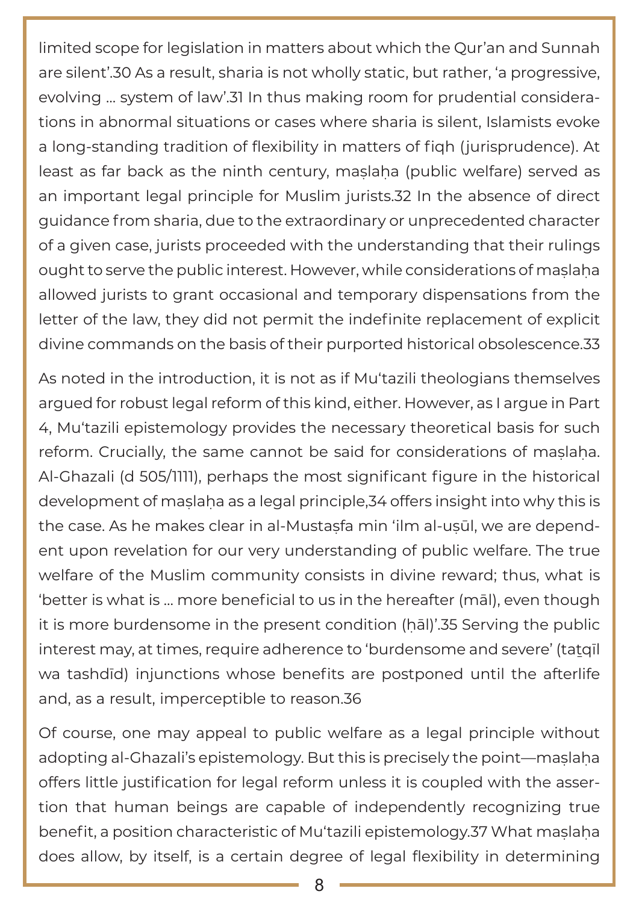limited scope for legislation in matters about which the Qur'an and Sunnah are silent'.[30] As a result, sharia is not wholly static, but rather, 'a progressive, evolving … system of law'.[31] In thus making room for prudential considerations in abnormal situations or cases where sharia is silent, Islamists evoke a long-standing tradition of flexibility in matters of fiqh (jurisprudence). At least as far back as the ninth century, maṣlaḥa (public welfare) served as an important legal principle for Muslim jurists.[32] In the absence of direct guidance from sharia, due to the extraordinary or unprecedented character of a given case, jurists proceeded with the understanding that their rulings ought to serve the public interest. However, while considerations of maṣlaḥa allowed jurists to grant occasional and temporary dispensations from the letter of the law, they did not permit the indefinite replacement of explicit divine commands on the basis of their purported historical obsolescence.[33]

As noted in the introduction, it is not as if Mu'tazili theologians themselves argued for robust legal reform of this kind, either. However, as I argue in Part 4, Mu'tazili epistemology provides the necessary theoretical basis for such reform. Crucially, the same cannot be said for considerations of maṣlaḥa. Al-Ghazali (d 505/1111), perhaps the most significant figure in the historical development of maṣlaḥa as a legal principle,[34] offers insight into why this is the case. As he makes clear in al-Mustaṣfa min 'ilm al-uṣūl, we are dependent upon revelation for our very understanding of public welfare. The true welfare of the Muslim community consists in divine reward; thus, what is 'better is what is … more beneficial to us in the hereafter (māl), even though it is more burdensome in the present condition (ḥāl)'.[35] Serving the public interest may, at times, require adherence to 'burdensome and severe' (taṯqīl wa tashdīd) injunctions whose benefits are postponed until the afterlife and, as a result, imperceptible to reason.[36]

Of course, one may appeal to public welfare as a legal principle without adopting al-Ghazali's epistemology. But this is precisely the point—maṣlaḥa offers little justification for legal reform unless it is coupled with the assertion that human beings are capable of independently recognizing true benefit, a position characteristic of Mu'tazili epistemology.[37] What maṣlaḥa does allow, by itself, is a certain degree of legal flexibility in determining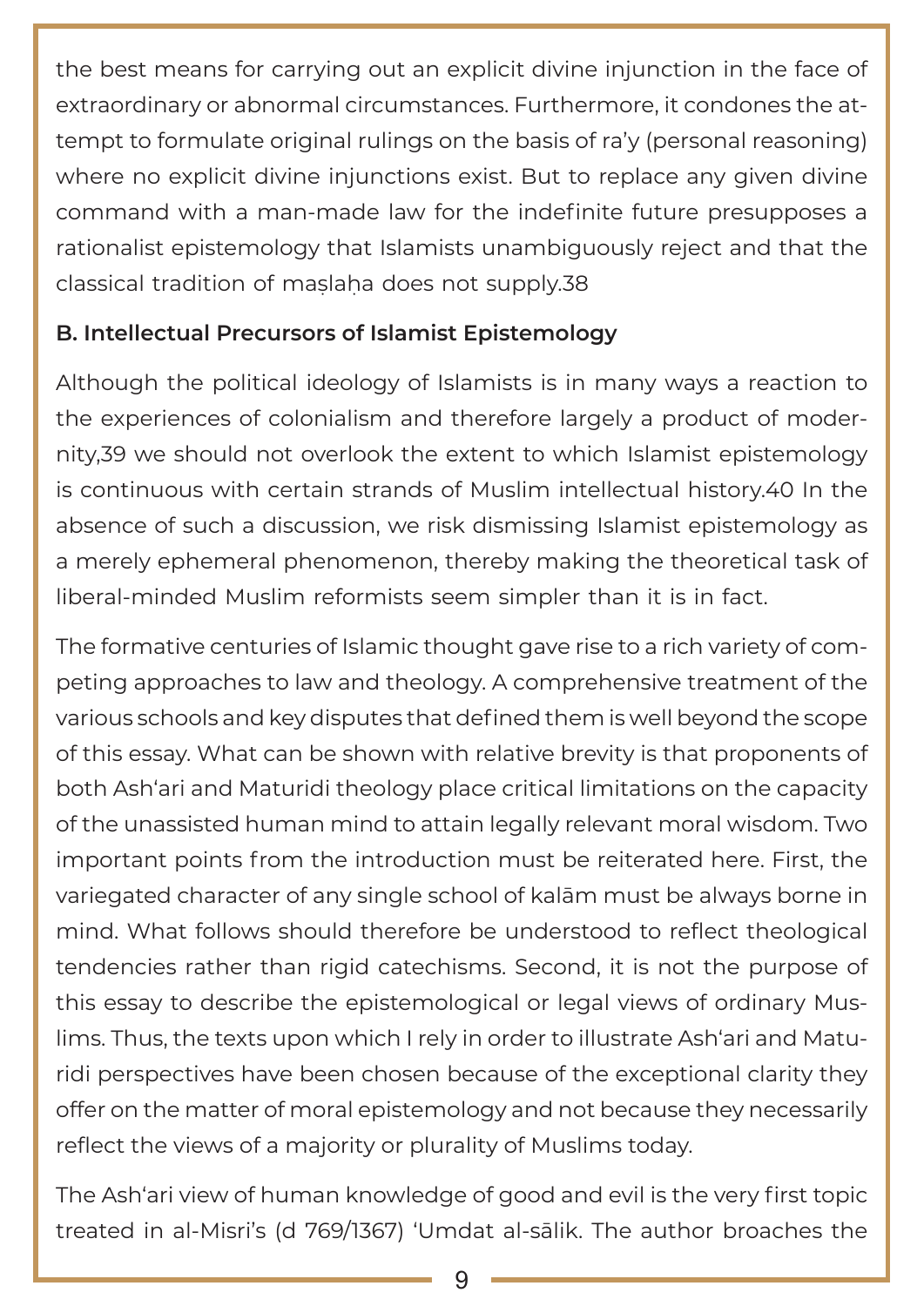the best means for carrying out an explicit divine injunction in the face of extraordinary or abnormal circumstances. Furthermore, it condones the attempt to formulate original rulings on the basis of ra'y (personal reasoning) where no explicit divine injunctions exist. But to replace any given divine command with a man-made law for the indefinite future presupposes a rationalist epistemology that Islamists unambiguously reject and that the classical tradition of maṣlaḥa does not supply.38

**B. Intellectual Precursors of Islamist Epistemology**

Although the political ideology of Islamists is in many ways a reaction to the experiences of colonialism and therefore largely a product of modernity,39 we should not overlook the extent to which Islamist epistemology is continuous with certain strands of Muslim intellectual history.40 In the absence of such a discussion, we risk dismissing Islamist epistemology as a merely ephemeral phenomenon, thereby making the theoretical task of liberal-minded Muslim reformists seem simpler than it is in fact.

The formative centuries of Islamic thought gave rise to a rich variety of competing approaches to law and theology. A comprehensive treatment of the various schools and key disputes that defined them is well beyond the scope of this essay. What can be shown with relative brevity is that proponents of both Ash'ari and Maturidi theology place critical limitations on the capacity of the unassisted human mind to attain legally relevant moral wisdom. Two important points from the introduction must be reiterated here. First, the variegated character of any single school of kalām must be always borne in mind. What follows should therefore be understood to reflect theological tendencies rather than rigid catechisms. Second, it is not the purpose of this essay to describe the epistemological or legal views of ordinary Muslims. Thus, the texts upon which I rely in order to illustrate Ash'ari and Maturidi perspectives have been chosen because of the exceptional clarity they offer on the matter of moral epistemology and not because they necessarily reflect the views of a majority or plurality of Muslims today.

The Ash'ari view of human knowledge of good and evil is the very first topic treated in al-Misri's (d 769/1367) 'Umdat al-sālik. The author broaches the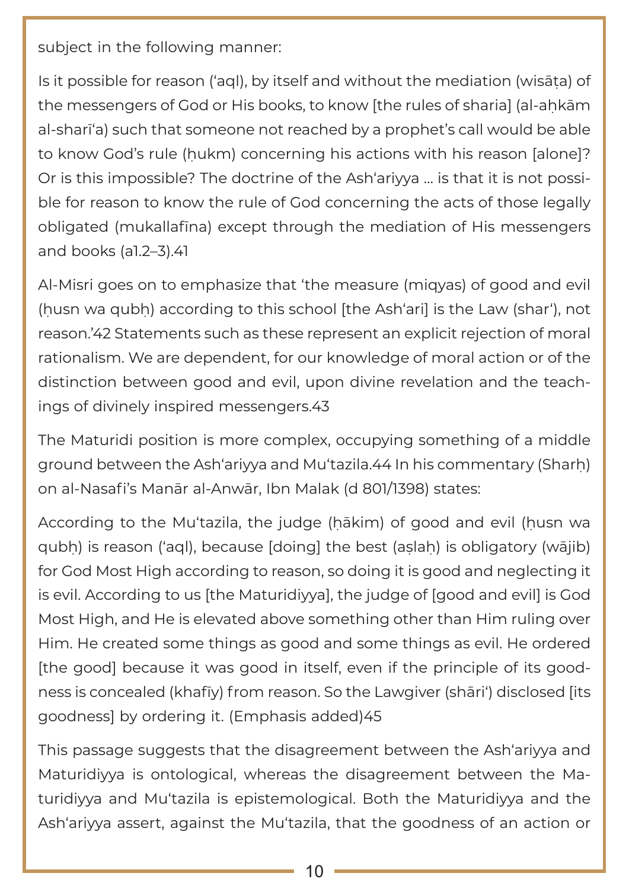subject in the following manner:

> Is it possible for reason (ʿaql), by itself and without the mediation (wisāṭa) of the messengers of God or His books, to know [the rules of sharia] (al-aḥkām al-sharīʿa) such that someone not reached by a prophet's call would be able to know God's rule (ḥukm) concerning his actions with his reason [alone]? Or is this impossible? The doctrine of the Ashʿariyya … is that it is not possible for reason to know the rule of God concerning the acts of those legally obligated (mukallafīna) except through the mediation of His messengers and books (a1.2–3).41

Al-Misri goes on to emphasize that 'the measure (miqyas) of good and evil (ḥusn wa qubḥ) according to this school [the Ashʿari] is the Law (sharʿ), not reason.'42 Statements such as these represent an explicit rejection of moral rationalism. We are dependent, for our knowledge of moral action or of the distinction between good and evil, upon divine revelation and the teachings of divinely inspired messengers.43

The Maturidi position is more complex, occupying something of a middle ground between the Ashʿariyya and Muʿtazila.44 In his commentary (Sharḥ) on al-Nasafi's Manār al-Anwār, Ibn Malak (d 801/1398) states:

> According to the Muʿtazila, the judge (ḥākim) of good and evil (ḥusn wa qubḥ) is reason (ʿaql), because [doing] the best (aṣlaḥ) is obligatory (wājib) for God Most High according to reason, so doing it is good and neglecting it is evil. According to us [the Maturidiyya], the judge of [good and evil] is God Most High, and He is elevated above something other than Him ruling over Him. He created some things as good and some things as evil. He ordered [the good] because it was good in itself, even if the principle of its goodness is concealed (khafīy) from reason. So the Lawgiver (shāriʿ) disclosed [its goodness] by ordering it. (Emphasis added)45

This passage suggests that the disagreement between the Ashʿariyya and Maturidiyya is ontological, whereas the disagreement between the Maturidiyya and Muʿtazila is epistemological. Both the Maturidiyya and the Ashʿariyya assert, against the Muʿtazila, that the goodness of an action or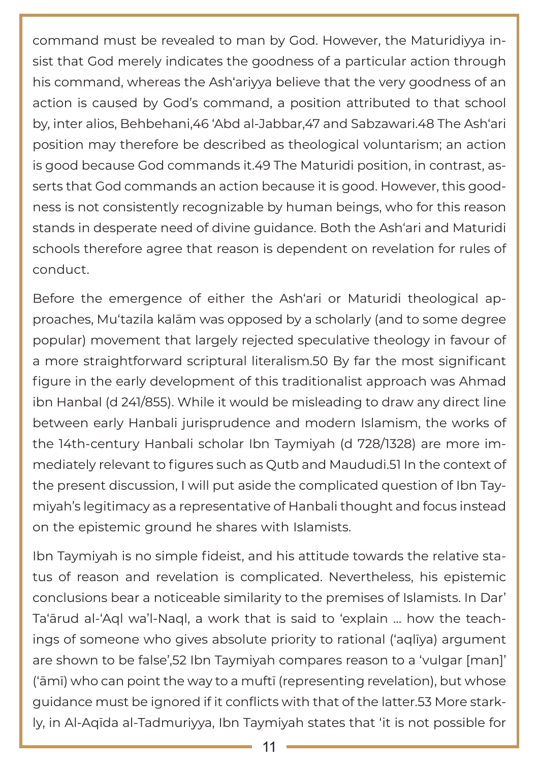command must be revealed to man by God. However, the Maturidiyya insist that God merely indicates the goodness of a particular action through his command, whereas the Ash'ariyya believe that the very goodness of an action is caused by God's command, a position attributed to that school by, inter alios, Behbehani,[46] 'Abd al-Jabbar,[47] and Sabzawari.[48] The Ash'ari position may therefore be described as theological voluntarism; an action is good because God commands it.[49] The Maturidi position, in contrast, asserts that God commands an action because it is good. However, this goodness is not consistently recognizable by human beings, who for this reason stands in desperate need of divine guidance. Both the Ash'ari and Maturidi schools therefore agree that reason is dependent on revelation for rules of conduct.

Before the emergence of either the Ash'ari or Maturidi theological approaches, Mu'tazila kalām was opposed by a scholarly (and to some degree popular) movement that largely rejected speculative theology in favour of a more straightforward scriptural literalism.[50] By far the most significant figure in the early development of this traditionalist approach was Ahmad ibn Hanbal (d 241/855). While it would be misleading to draw any direct line between early Hanbali jurisprudence and modern Islamism, the works of the 14th-century Hanbali scholar Ibn Taymiyah (d 728/1328) are more immediately relevant to figures such as Qutb and Maududi.[51] In the context of the present discussion, I will put aside the complicated question of Ibn Taymiyah's legitimacy as a representative of Hanbali thought and focus instead on the epistemic ground he shares with Islamists.

Ibn Taymiyah is no simple fideist, and his attitude towards the relative status of reason and revelation is complicated. Nevertheless, his epistemic conclusions bear a noticeable similarity to the premises of Islamists. In Dar' Ta'ārud al-'Aql wa'l-Naql, a work that is said to 'explain … how the teachings of someone who gives absolute priority to rational ('aqlīya) argument are shown to be false',[52] Ibn Taymiyah compares reason to a 'vulgar [man]' ('āmī) who can point the way to a muftī (representing revelation), but whose guidance must be ignored if it conflicts with that of the latter.[53] More starkly, in Al-Aqīda al-Tadmuriyya, Ibn Taymiyah states that 'it is not possible for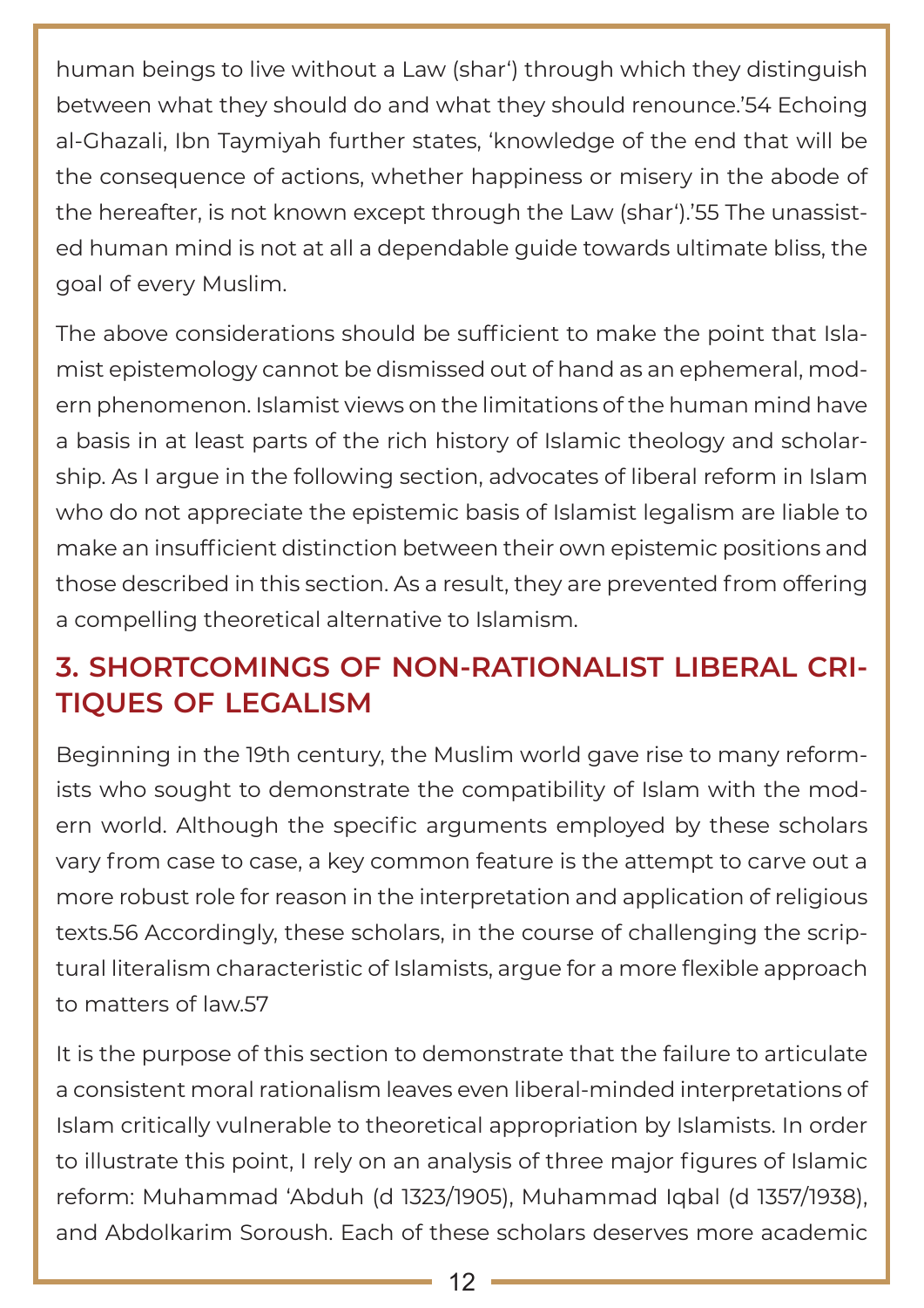human beings to live without a Law (shar') through which they distinguish between what they should do and what they should renounce.'[54] Echoing al-Ghazali, Ibn Taymiyah further states, 'knowledge of the end that will be the consequence of actions, whether happiness or misery in the abode of the hereafter, is not known except through the Law (shar').'[55] The unassisted human mind is not at all a dependable guide towards ultimate bliss, the goal of every Muslim.

The above considerations should be sufficient to make the point that Islamist epistemology cannot be dismissed out of hand as an ephemeral, modern phenomenon. Islamist views on the limitations of the human mind have a basis in at least parts of the rich history of Islamic theology and scholarship. As I argue in the following section, advocates of liberal reform in Islam who do not appreciate the epistemic basis of Islamist legalism are liable to make an insufficient distinction between their own epistemic positions and those described in this section. As a result, they are prevented from offering a compelling theoretical alternative to Islamism.

## 3. SHORTCOMINGS OF NON-RATIONALIST LIBERAL CRITIQUES OF LEGALISM

Beginning in the 19th century, the Muslim world gave rise to many reformists who sought to demonstrate the compatibility of Islam with the modern world. Although the specific arguments employed by these scholars vary from case to case, a key common feature is the attempt to carve out a more robust role for reason in the interpretation and application of religious texts.[56] Accordingly, these scholars, in the course of challenging the scriptural literalism characteristic of Islamists, argue for a more flexible approach to matters of law.[57]

It is the purpose of this section to demonstrate that the failure to articulate a consistent moral rationalism leaves even liberal-minded interpretations of Islam critically vulnerable to theoretical appropriation by Islamists. In order to illustrate this point, I rely on an analysis of three major figures of Islamic reform: Muhammad 'Abduh (d 1323/1905), Muhammad Iqbal (d 1357/1938), and Abdolkarim Soroush. Each of these scholars deserves more academic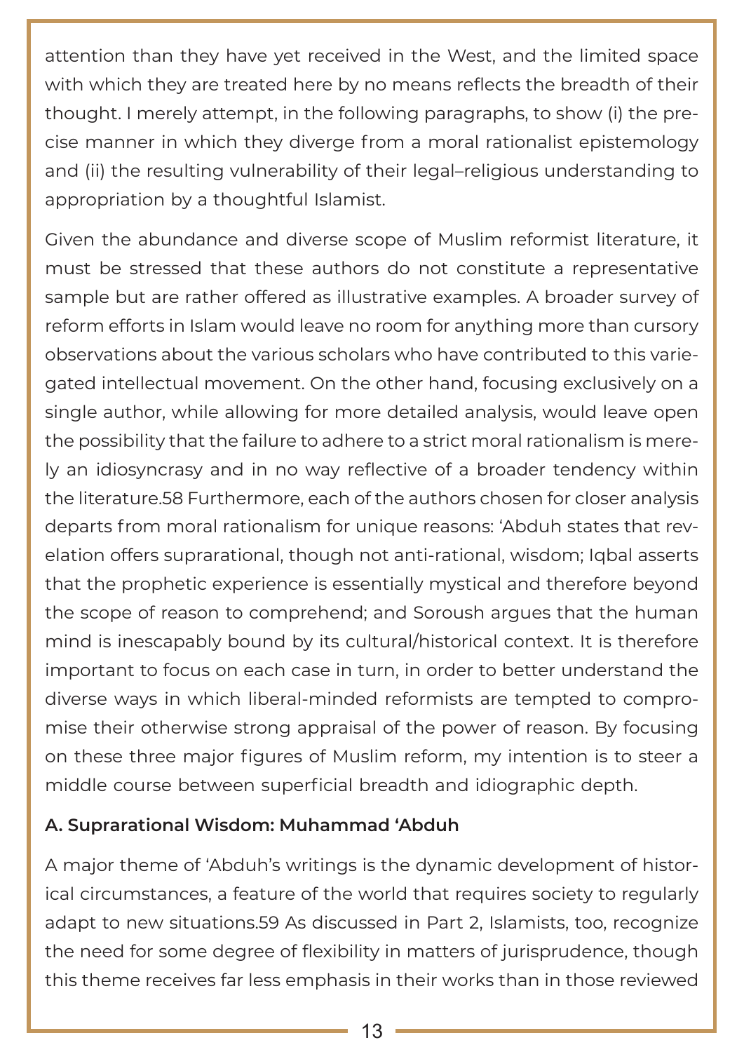attention than they have yet received in the West, and the limited space with which they are treated here by no means reflects the breadth of their thought. I merely attempt, in the following paragraphs, to show (i) the precise manner in which they diverge from a moral rationalist epistemology and (ii) the resulting vulnerability of their legal–religious understanding to appropriation by a thoughtful Islamist.

Given the abundance and diverse scope of Muslim reformist literature, it must be stressed that these authors do not constitute a representative sample but are rather offered as illustrative examples. A broader survey of reform efforts in Islam would leave no room for anything more than cursory observations about the various scholars who have contributed to this variegated intellectual movement. On the other hand, focusing exclusively on a single author, while allowing for more detailed analysis, would leave open the possibility that the failure to adhere to a strict moral rationalism is merely an idiosyncrasy and in no way reflective of a broader tendency within the literature.[58] Furthermore, each of the authors chosen for closer analysis departs from moral rationalism for unique reasons: 'Abduh states that revelation offers suprarational, though not anti-rational, wisdom; Iqbal asserts that the prophetic experience is essentially mystical and therefore beyond the scope of reason to comprehend; and Soroush argues that the human mind is inescapably bound by its cultural/historical context. It is therefore important to focus on each case in turn, in order to better understand the diverse ways in which liberal-minded reformists are tempted to compromise their otherwise strong appraisal of the power of reason. By focusing on these three major figures of Muslim reform, my intention is to steer a middle course between superficial breadth and idiographic depth.

### A. Suprarational Wisdom: Muhammad 'Abduh

A major theme of 'Abduh's writings is the dynamic development of historical circumstances, a feature of the world that requires society to regularly adapt to new situations.[59] As discussed in Part 2, Islamists, too, recognize the need for some degree of flexibility in matters of jurisprudence, though this theme receives far less emphasis in their works than in those reviewed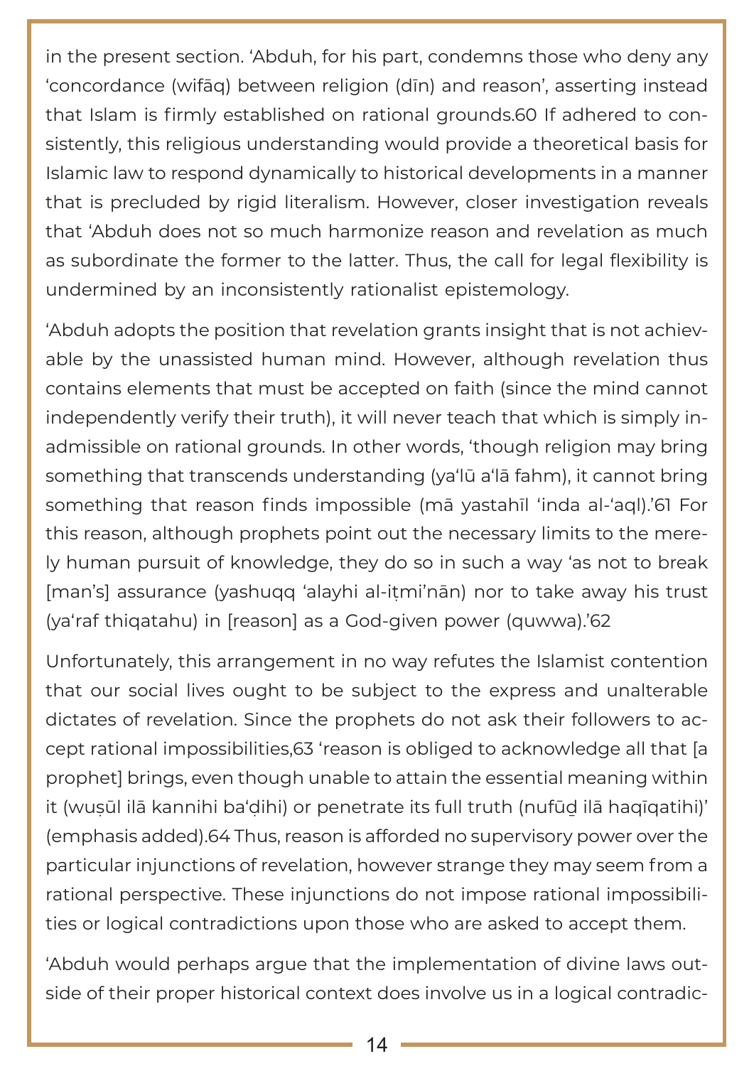in the present section. ʿAbduh, for his part, condemns those who deny any 'concordance (wifāq) between religion (dīn) and reason', asserting instead that Islam is firmly established on rational grounds.[60] If adhered to consistently, this religious understanding would provide a theoretical basis for Islamic law to respond dynamically to historical developments in a manner that is precluded by rigid literalism. However, closer investigation reveals that ʿAbduh does not so much harmonize reason and revelation as much as subordinate the former to the latter. Thus, the call for legal flexibility is undermined by an inconsistently rationalist epistemology.

ʿAbduh adopts the position that revelation grants insight that is not achievable by the unassisted human mind. However, although revelation thus contains elements that must be accepted on faith (since the mind cannot independently verify their truth), it will never teach that which is simply inadmissible on rational grounds. In other words, 'though religion may bring something that transcends understanding (yaʿlū aʿlā fahm), it cannot bring something that reason finds impossible (mā yastahīl ʿinda al-ʿaql).'[61] For this reason, although prophets point out the necessary limits to the merely human pursuit of knowledge, they do so in such a way 'as not to break [man's] assurance (yashuqq ʿalayhi al-iṭmiʾnān) nor to take away his trust (yaʿraf thiqatahu) in [reason] as a God-given power (quwwa).'[62]

Unfortunately, this arrangement in no way refutes the Islamist contention that our social lives ought to be subject to the express and unalterable dictates of revelation. Since the prophets do not ask their followers to accept rational impossibilities,[63] 'reason is obliged to acknowledge all that [a prophet] brings, even though unable to attain the essential meaning within it (wuṣūl ilā kannihi baʿḍihi) or penetrate its full truth (nufūḏ ilā haqīqatihi)' (emphasis added).[64] Thus, reason is afforded no supervisory power over the particular injunctions of revelation, however strange they may seem from a rational perspective. These injunctions do not impose rational impossibilities or logical contradictions upon those who are asked to accept them.

ʿAbduh would perhaps argue that the implementation of divine laws outside of their proper historical context does involve us in a logical contradic-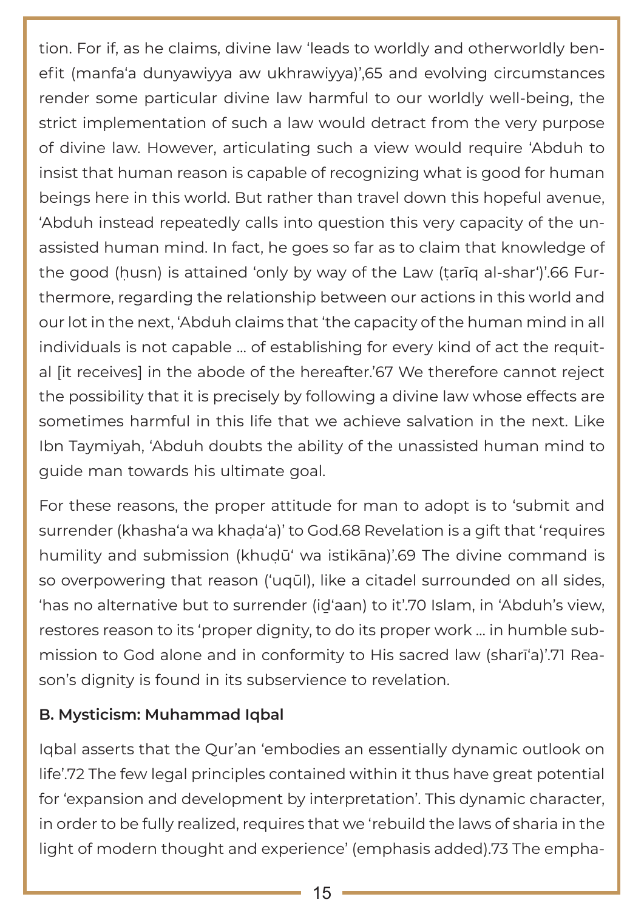tion. For if, as he claims, divine law 'leads to worldly and otherworldly benefit (manfa'a dunyawiyya aw ukhrawiyya)',65 and evolving circumstances render some particular divine law harmful to our worldly well-being, the strict implementation of such a law would detract from the very purpose of divine law. However, articulating such a view would require 'Abduh to insist that human reason is capable of recognizing what is good for human beings here in this world. But rather than travel down this hopeful avenue, 'Abduh instead repeatedly calls into question this very capacity of the unassisted human mind. In fact, he goes so far as to claim that knowledge of the good (ḥusn) is attained 'only by way of the Law (ṭarīq al-shar')'.66 Furthermore, regarding the relationship between our actions in this world and our lot in the next, 'Abduh claims that 'the capacity of the human mind in all individuals is not capable … of establishing for every kind of act the requital [it receives] in the abode of the hereafter.'67 We therefore cannot reject the possibility that it is precisely by following a divine law whose effects are sometimes harmful in this life that we achieve salvation in the next. Like Ibn Taymiyah, 'Abduh doubts the ability of the unassisted human mind to guide man towards his ultimate goal.

For these reasons, the proper attitude for man to adopt is to 'submit and surrender (khasha'a wa khaḍa'a)' to God.68 Revelation is a gift that 'requires humility and submission (khuḍū' wa istikāna)'.69 The divine command is so overpowering that reason ('uqūl), like a citadel surrounded on all sides, 'has no alternative but to surrender (iḏ'aan) to it'.70 Islam, in 'Abduh's view, restores reason to its 'proper dignity, to do its proper work … in humble submission to God alone and in conformity to His sacred law (sharī'a)'.71 Reason's dignity is found in its subservience to revelation.

### B. Mysticism: Muhammad Iqbal

Iqbal asserts that the Qur'an 'embodies an essentially dynamic outlook on life'.72 The few legal principles contained within it thus have great potential for 'expansion and development by interpretation'. This dynamic character, in order to be fully realized, requires that we 'rebuild the laws of sharia in the light of modern thought and experience' (emphasis added).73 The empha-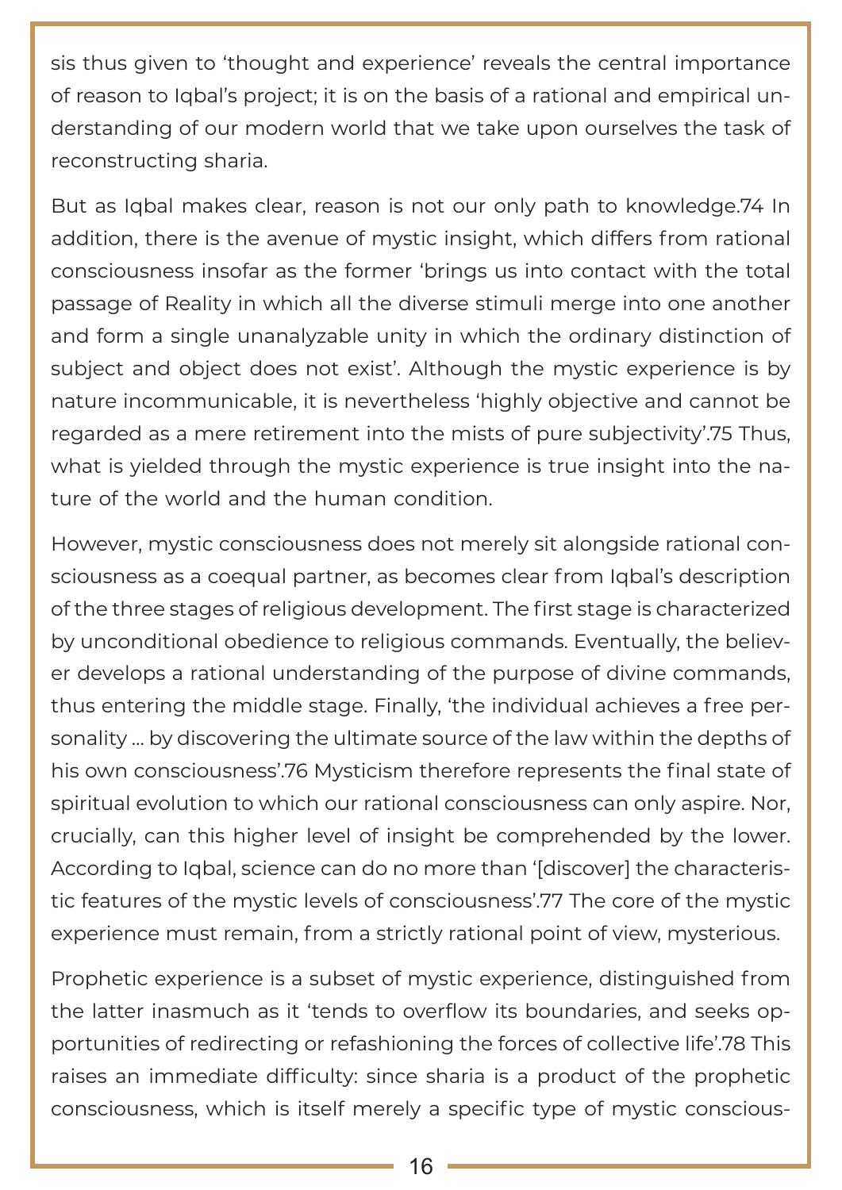sis thus given to 'thought and experience' reveals the central importance of reason to Iqbal's project; it is on the basis of a rational and empirical understanding of our modern world that we take upon ourselves the task of reconstructing sharia.

But as Iqbal makes clear, reason is not our only path to knowledge.[74] In addition, there is the avenue of mystic insight, which differs from rational consciousness insofar as the former 'brings us into contact with the total passage of Reality in which all the diverse stimuli merge into one another and form a single unanalyzable unity in which the ordinary distinction of subject and object does not exist'. Although the mystic experience is by nature incommunicable, it is nevertheless 'highly objective and cannot be regarded as a mere retirement into the mists of pure subjectivity'.[75] Thus, what is yielded through the mystic experience is true insight into the nature of the world and the human condition.

However, mystic consciousness does not merely sit alongside rational consciousness as a coequal partner, as becomes clear from Iqbal's description of the three stages of religious development. The first stage is characterized by unconditional obedience to religious commands. Eventually, the believer develops a rational understanding of the purpose of divine commands, thus entering the middle stage. Finally, 'the individual achieves a free personality … by discovering the ultimate source of the law within the depths of his own consciousness'.[76] Mysticism therefore represents the final state of spiritual evolution to which our rational consciousness can only aspire. Nor, crucially, can this higher level of insight be comprehended by the lower. According to Iqbal, science can do no more than '[discover] the characteristic features of the mystic levels of consciousness'.[77] The core of the mystic experience must remain, from a strictly rational point of view, mysterious.

Prophetic experience is a subset of mystic experience, distinguished from the latter inasmuch as it 'tends to overflow its boundaries, and seeks opportunities of redirecting or refashioning the forces of collective life'.[78] This raises an immediate difficulty: since sharia is a product of the prophetic consciousness, which is itself merely a specific type of mystic conscious-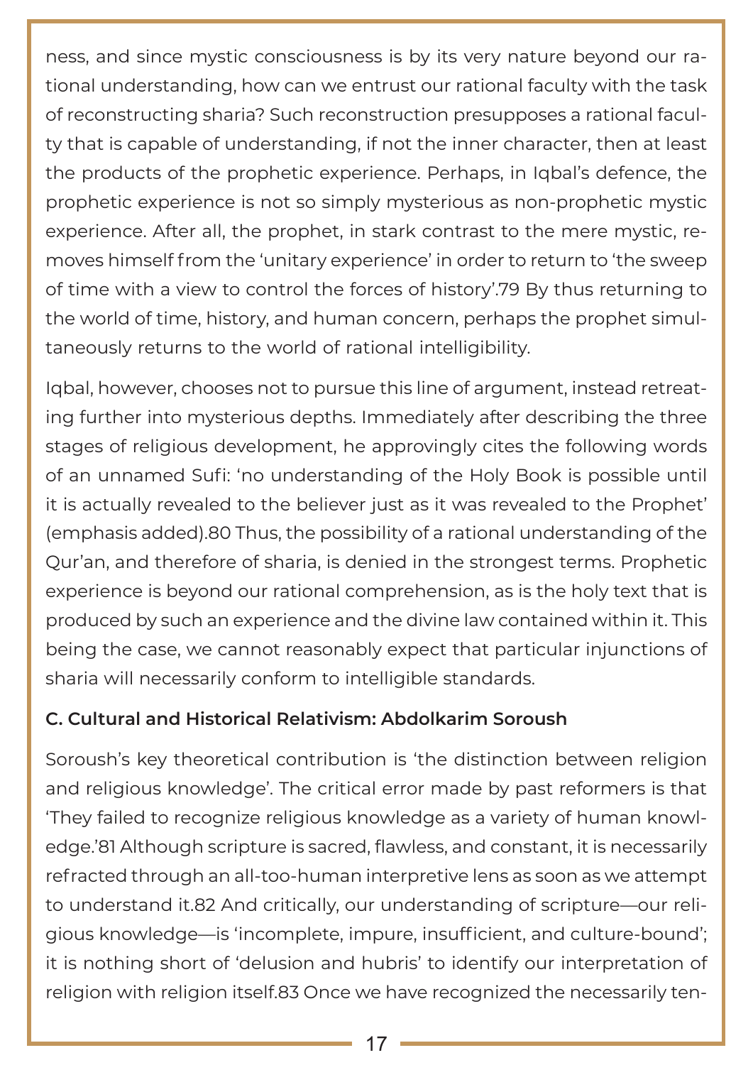ness, and since mystic consciousness is by its very nature beyond our rational understanding, how can we entrust our rational faculty with the task of reconstructing sharia? Such reconstruction presupposes a rational faculty that is capable of understanding, if not the inner character, then at least the products of the prophetic experience. Perhaps, in Iqbal's defence, the prophetic experience is not so simply mysterious as non-prophetic mystic experience. After all, the prophet, in stark contrast to the mere mystic, removes himself from the 'unitary experience' in order to return to 'the sweep of time with a view to control the forces of history'.[79] By thus returning to the world of time, history, and human concern, perhaps the prophet simultaneously returns to the world of rational intelligibility.

Iqbal, however, chooses not to pursue this line of argument, instead retreating further into mysterious depths. Immediately after describing the three stages of religious development, he approvingly cites the following words of an unnamed Sufi: 'no understanding of the Holy Book is possible until it is actually revealed to the believer just as it was revealed to the Prophet' (emphasis added).[80] Thus, the possibility of a rational understanding of the Qur'an, and therefore of sharia, is denied in the strongest terms. Prophetic experience is beyond our rational comprehension, as is the holy text that is produced by such an experience and the divine law contained within it. This being the case, we cannot reasonably expect that particular injunctions of sharia will necessarily conform to intelligible standards.

### C. Cultural and Historical Relativism: Abdolkarim Soroush

Soroush's key theoretical contribution is 'the distinction between religion and religious knowledge'. The critical error made by past reformers is that 'They failed to recognize religious knowledge as a variety of human knowledge.'[81] Although scripture is sacred, flawless, and constant, it is necessarily refracted through an all-too-human interpretive lens as soon as we attempt to understand it.[82] And critically, our understanding of scripture—our religious knowledge—is 'incomplete, impure, insufficient, and culture-bound'; it is nothing short of 'delusion and hubris' to identify our interpretation of religion with religion itself.[83] Once we have recognized the necessarily ten-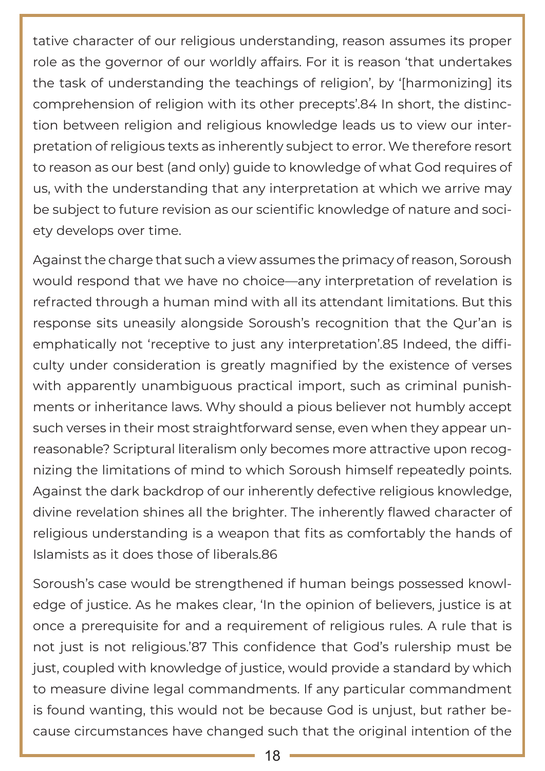tative character of our religious understanding, reason assumes its proper role as the governor of our worldly affairs. For it is reason 'that undertakes the task of understanding the teachings of religion', by '[harmonizing] its comprehension of religion with its other precepts'.84 In short, the distinction between religion and religious knowledge leads us to view our interpretation of religious texts as inherently subject to error. We therefore resort to reason as our best (and only) guide to knowledge of what God requires of us, with the understanding that any interpretation at which we arrive may be subject to future revision as our scientific knowledge of nature and society develops over time.

Against the charge that such a view assumes the primacy of reason, Soroush would respond that we have no choice—any interpretation of revelation is refracted through a human mind with all its attendant limitations. But this response sits uneasily alongside Soroush's recognition that the Qur'an is emphatically not 'receptive to just any interpretation'.85 Indeed, the difficulty under consideration is greatly magnified by the existence of verses with apparently unambiguous practical import, such as criminal punishments or inheritance laws. Why should a pious believer not humbly accept such verses in their most straightforward sense, even when they appear unreasonable? Scriptural literalism only becomes more attractive upon recognizing the limitations of mind to which Soroush himself repeatedly points. Against the dark backdrop of our inherently defective religious knowledge, divine revelation shines all the brighter. The inherently flawed character of religious understanding is a weapon that fits as comfortably the hands of Islamists as it does those of liberals.86

Soroush's case would be strengthened if human beings possessed knowledge of justice. As he makes clear, 'In the opinion of believers, justice is at once a prerequisite for and a requirement of religious rules. A rule that is not just is not religious.'87 This confidence that God's rulership must be just, coupled with knowledge of justice, would provide a standard by which to measure divine legal commandments. If any particular commandment is found wanting, this would not be because God is unjust, but rather because circumstances have changed such that the original intention of the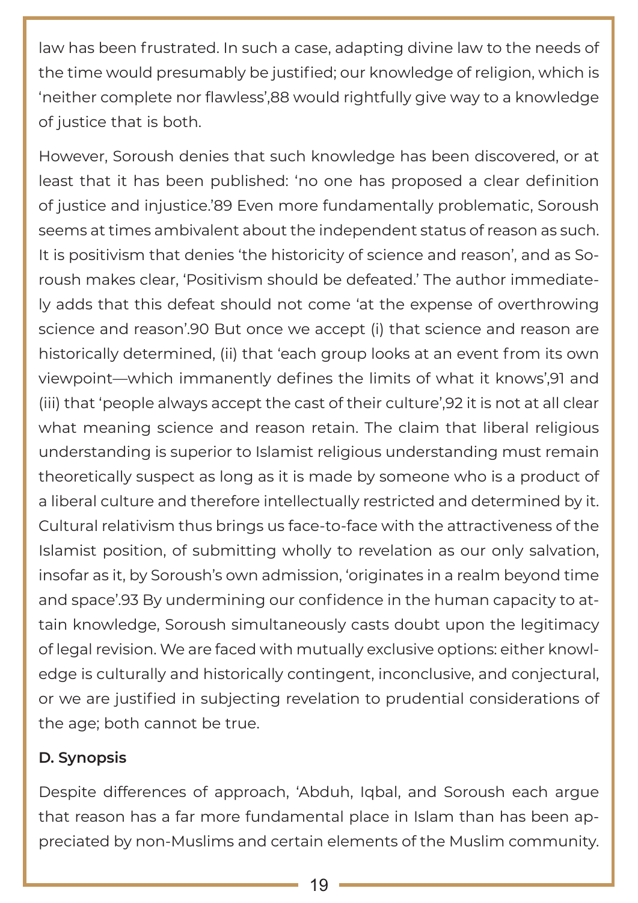law has been frustrated. In such a case, adapting divine law to the needs of the time would presumably be justified; our knowledge of religion, which is 'neither complete nor flawless',88 would rightfully give way to a knowledge of justice that is both.

However, Soroush denies that such knowledge has been discovered, or at least that it has been published: 'no one has proposed a clear definition of justice and injustice.'89 Even more fundamentally problematic, Soroush seems at times ambivalent about the independent status of reason as such. It is positivism that denies 'the historicity of science and reason', and as Soroush makes clear, 'Positivism should be defeated.' The author immediately adds that this defeat should not come 'at the expense of overthrowing science and reason'.90 But once we accept (i) that science and reason are historically determined, (ii) that 'each group looks at an event from its own viewpoint—which immanently defines the limits of what it knows',91 and (iii) that 'people always accept the cast of their culture',92 it is not at all clear what meaning science and reason retain. The claim that liberal religious understanding is superior to Islamist religious understanding must remain theoretically suspect as long as it is made by someone who is a product of a liberal culture and therefore intellectually restricted and determined by it. Cultural relativism thus brings us face-to-face with the attractiveness of the Islamist position, of submitting wholly to revelation as our only salvation, insofar as it, by Soroush's own admission, 'originates in a realm beyond time and space'.93 By undermining our confidence in the human capacity to attain knowledge, Soroush simultaneously casts doubt upon the legitimacy of legal revision. We are faced with mutually exclusive options: either knowledge is culturally and historically contingent, inconclusive, and conjectural, or we are justified in subjecting revelation to prudential considerations of the age; both cannot be true.

### D. Synopsis

Despite differences of approach, 'Abduh, Iqbal, and Soroush each argue that reason has a far more fundamental place in Islam than has been appreciated by non-Muslims and certain elements of the Muslim community.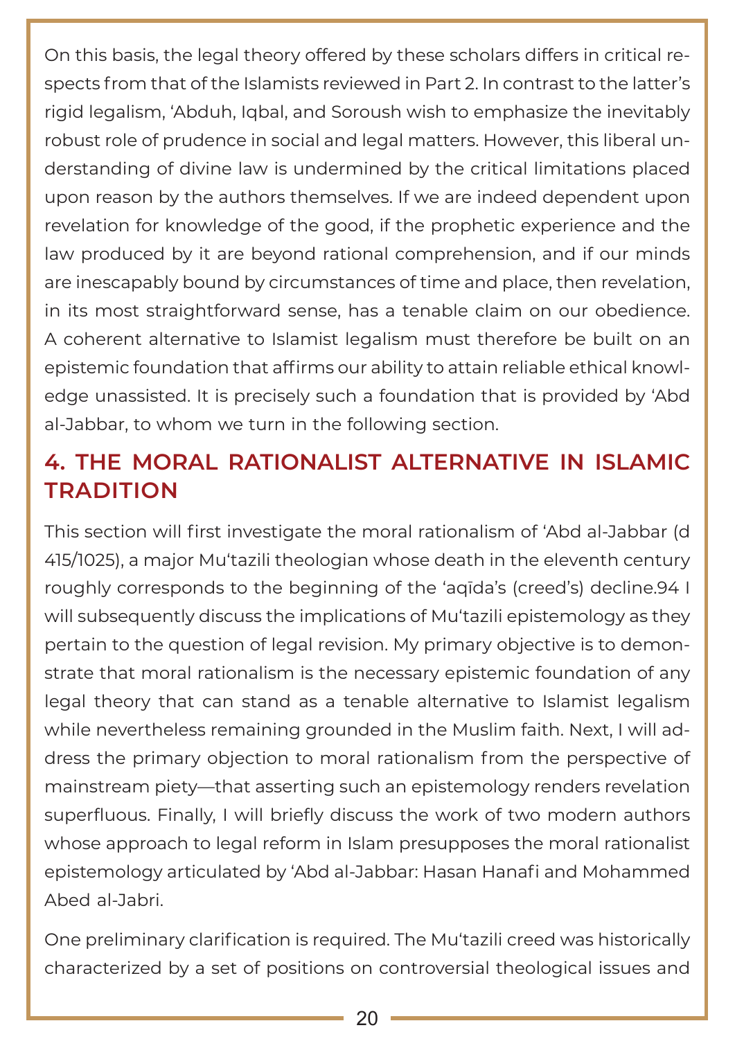On this basis, the legal theory offered by these scholars differs in critical respects from that of the Islamists reviewed in Part 2. In contrast to the latter's rigid legalism, ʻAbduh, Iqbal, and Soroush wish to emphasize the inevitably robust role of prudence in social and legal matters. However, this liberal understanding of divine law is undermined by the critical limitations placed upon reason by the authors themselves. If we are indeed dependent upon revelation for knowledge of the good, if the prophetic experience and the law produced by it are beyond rational comprehension, and if our minds are inescapably bound by circumstances of time and place, then revelation, in its most straightforward sense, has a tenable claim on our obedience. A coherent alternative to Islamist legalism must therefore be built on an epistemic foundation that affirms our ability to attain reliable ethical knowledge unassisted. It is precisely such a foundation that is provided by ʻAbd al-Jabbar, to whom we turn in the following section.

## 4. THE MORAL RATIONALIST ALTERNATIVE IN ISLAMIC TRADITION

This section will first investigate the moral rationalism of ʻAbd al-Jabbar (d 415/1025), a major Muʻtazili theologian whose death in the eleventh century roughly corresponds to the beginning of the ʻaqīda's (creed's) decline.[94] I will subsequently discuss the implications of Muʻtazili epistemology as they pertain to the question of legal revision. My primary objective is to demonstrate that moral rationalism is the necessary epistemic foundation of any legal theory that can stand as a tenable alternative to Islamist legalism while nevertheless remaining grounded in the Muslim faith. Next, I will address the primary objection to moral rationalism from the perspective of mainstream piety—that asserting such an epistemology renders revelation superfluous. Finally, I will briefly discuss the work of two modern authors whose approach to legal reform in Islam presupposes the moral rationalist epistemology articulated by ʻAbd al-Jabbar: Hasan Hanafi and Mohammed Abed al-Jabri.

One preliminary clarification is required. The Muʻtazili creed was historically characterized by a set of positions on controversial theological issues and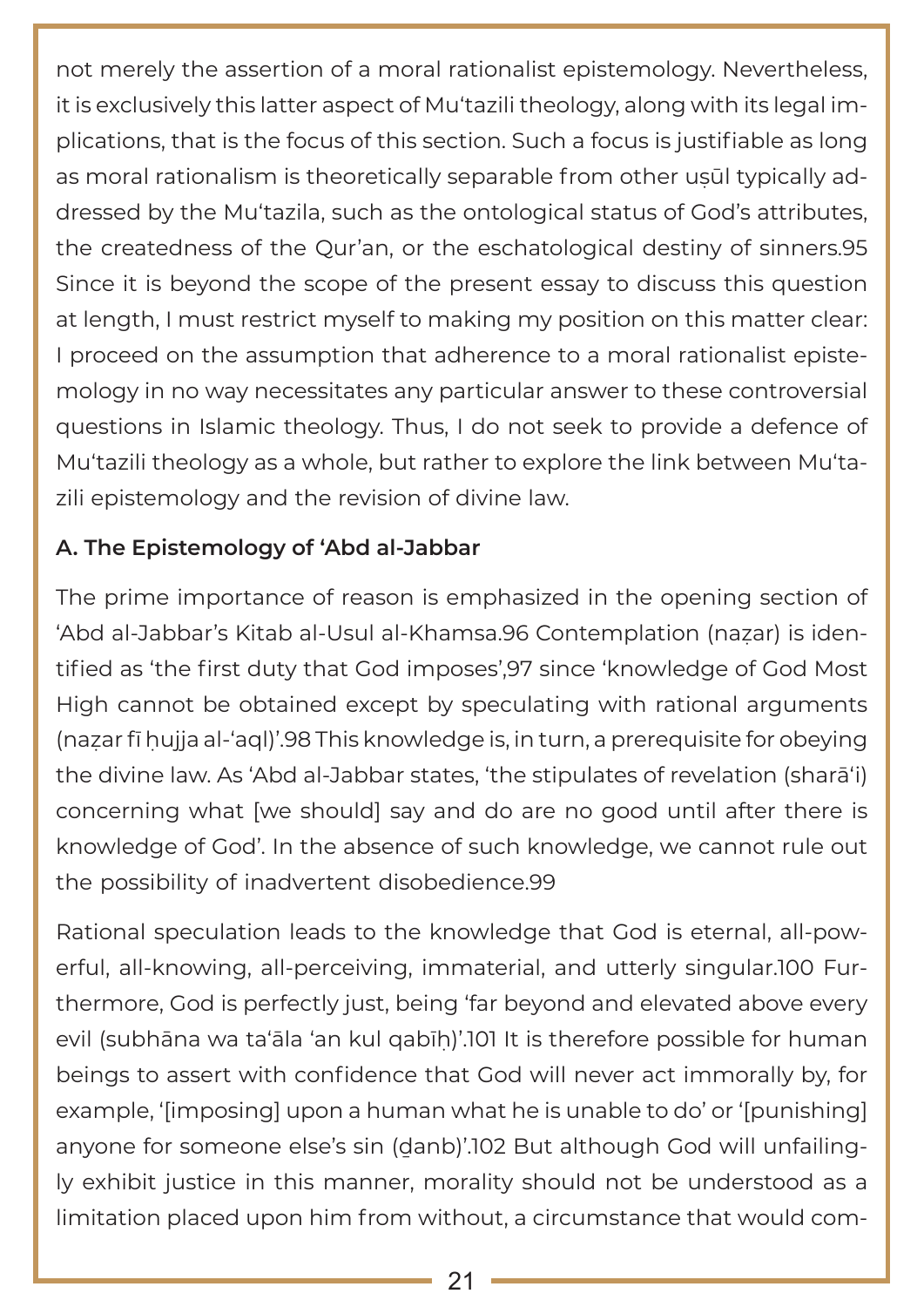not merely the assertion of a moral rationalist epistemology. Nevertheless, it is exclusively this latter aspect of Mu'tazili theology, along with its legal implications, that is the focus of this section. Such a focus is justifiable as long as moral rationalism is theoretically separable from other uṣūl typically addressed by the Mu'tazila, such as the ontological status of God's attributes, the createdness of the Qur'an, or the eschatological destiny of sinners.[95] Since it is beyond the scope of the present essay to discuss this question at length, I must restrict myself to making my position on this matter clear: I proceed on the assumption that adherence to a moral rationalist epistemology in no way necessitates any particular answer to these controversial questions in Islamic theology. Thus, I do not seek to provide a defence of Mu'tazili theology as a whole, but rather to explore the link between Mu'tazili epistemology and the revision of divine law.

### A. The Epistemology of 'Abd al-Jabbar

The prime importance of reason is emphasized in the opening section of 'Abd al-Jabbar's Kitab al-Usul al-Khamsa.[96] Contemplation (naẓar) is identified as 'the first duty that God imposes',[97] since 'knowledge of God Most High cannot be obtained except by speculating with rational arguments (naẓar fī ḥujja al-'aql)'.[98] This knowledge is, in turn, a prerequisite for obeying the divine law. As 'Abd al-Jabbar states, 'the stipulates of revelation (sharā'i) concerning what [we should] say and do are no good until after there is knowledge of God'. In the absence of such knowledge, we cannot rule out the possibility of inadvertent disobedience.[99]

Rational speculation leads to the knowledge that God is eternal, all-powerful, all-knowing, all-perceiving, immaterial, and utterly singular.[100] Furthermore, God is perfectly just, being 'far beyond and elevated above every evil (subhāna wa ta'āla 'an kul qabīḥ)'.[101] It is therefore possible for human beings to assert with confidence that God will never act immorally by, for example, '[imposing] upon a human what he is unable to do' or '[punishing] anyone for someone else's sin (ḏanb)'.[102] But although God will unfailingly exhibit justice in this manner, morality should not be understood as a limitation placed upon him from without, a circumstance that would com-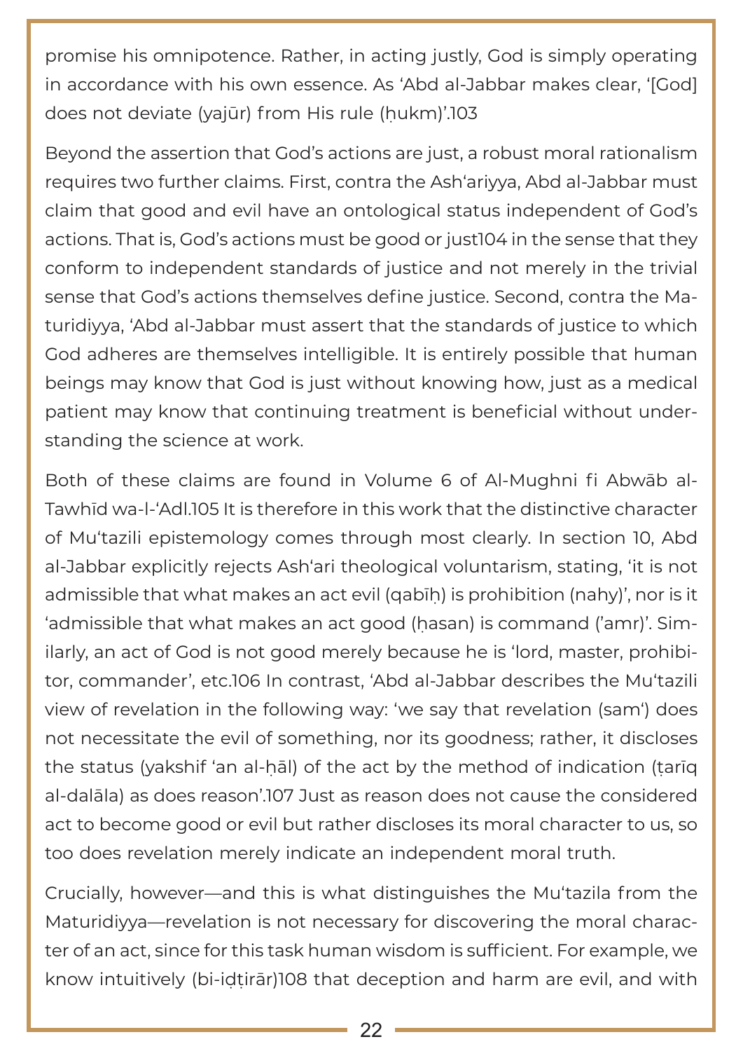promise his omnipotence. Rather, in acting justly, God is simply operating in accordance with his own essence. As ‘Abd al-Jabbar makes clear, ‘[God] does not deviate (yajūr) from His rule (ḥukm)’.[103]

Beyond the assertion that God’s actions are just, a robust moral rationalism requires two further claims. First, contra the Ash‘ariyya, Abd al-Jabbar must claim that good and evil have an ontological status independent of God’s actions. That is, God’s actions must be good or just[104] in the sense that they conform to independent standards of justice and not merely in the trivial sense that God’s actions themselves define justice. Second, contra the Maturidiyya, ‘Abd al-Jabbar must assert that the standards of justice to which God adheres are themselves intelligible. It is entirely possible that human beings may know that God is just without knowing how, just as a medical patient may know that continuing treatment is beneficial without understanding the science at work.

Both of these claims are found in Volume 6 of Al-Mughni fi Abwāb al-Tawhīd wa-l-‘Adl.[105] It is therefore in this work that the distinctive character of Mu‘tazili epistemology comes through most clearly. In section 10, Abd al-Jabbar explicitly rejects Ash‘ari theological voluntarism, stating, ‘it is not admissible that what makes an act evil (qabīḥ) is prohibition (nahy)’, nor is it ‘admissible that what makes an act good (ḥasan) is command (’amr)’. Similarly, an act of God is not good merely because he is ‘lord, master, prohibitor, commander’, etc.[106] In contrast, ‘Abd al-Jabbar describes the Mu‘tazili view of revelation in the following way: ‘we say that revelation (sam‘) does not necessitate the evil of something, nor its goodness; rather, it discloses the status (yakshif ‘an al-ḥāl) of the act by the method of indication (ṭarīq al-dalāla) as does reason’.[107] Just as reason does not cause the considered act to become good or evil but rather discloses its moral character to us, so too does revelation merely indicate an independent moral truth.

Crucially, however—and this is what distinguishes the Mu‘tazila from the Maturidiyya—revelation is not necessary for discovering the moral character of an act, since for this task human wisdom is sufficient. For example, we know intuitively (bi-iḍṭirār)[108] that deception and harm are evil, and with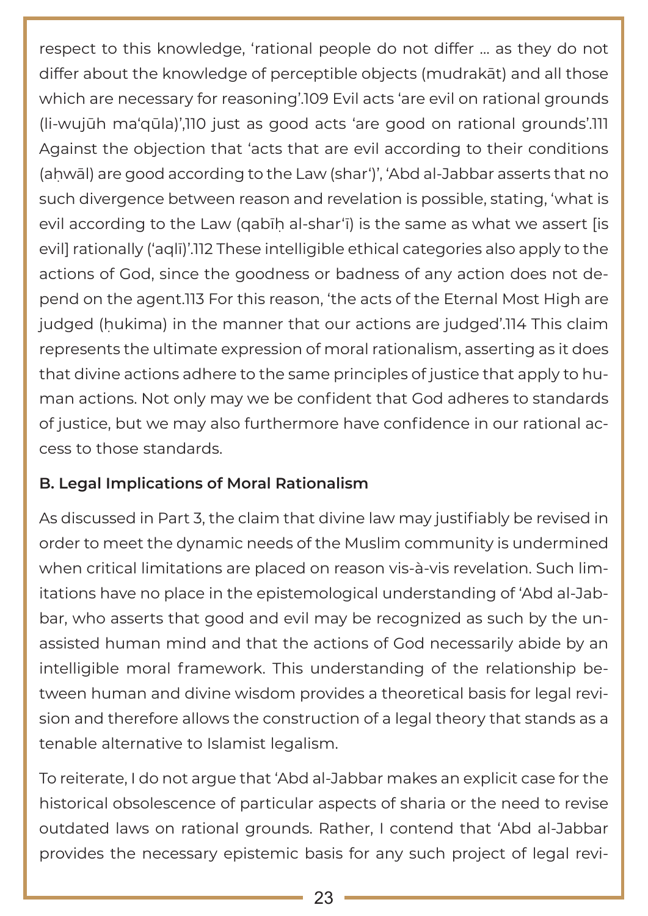respect to this knowledge, 'rational people do not differ … as they do not differ about the knowledge of perceptible objects (mudrakāt) and all those which are necessary for reasoning'.[109] Evil acts 'are evil on rational grounds (li-wujūh maʿqūla)',[110] just as good acts 'are good on rational grounds'.[111] Against the objection that 'acts that are evil according to their conditions (aḥwāl) are good according to the Law (sharʿ)', ʿAbd al-Jabbar asserts that no such divergence between reason and revelation is possible, stating, 'what is evil according to the Law (qabīḥ al-sharʿī) is the same as what we assert [is evil] rationally (ʿaqlī)'.[112] These intelligible ethical categories also apply to the actions of God, since the goodness or badness of any action does not depend on the agent.[113] For this reason, 'the acts of the Eternal Most High are judged (ḥukima) in the manner that our actions are judged'.[114] This claim represents the ultimate expression of moral rationalism, asserting as it does that divine actions adhere to the same principles of justice that apply to human actions. Not only may we be confident that God adheres to standards of justice, but we may also furthermore have confidence in our rational access to those standards.

### B. Legal Implications of Moral Rationalism

As discussed in Part 3, the claim that divine law may justifiably be revised in order to meet the dynamic needs of the Muslim community is undermined when critical limitations are placed on reason vis-à-vis revelation. Such limitations have no place in the epistemological understanding of ʿAbd al-Jabbar, who asserts that good and evil may be recognized as such by the unassisted human mind and that the actions of God necessarily abide by an intelligible moral framework. This understanding of the relationship between human and divine wisdom provides a theoretical basis for legal revision and therefore allows the construction of a legal theory that stands as a tenable alternative to Islamist legalism.

To reiterate, I do not argue that ʿAbd al-Jabbar makes an explicit case for the historical obsolescence of particular aspects of sharia or the need to revise outdated laws on rational grounds. Rather, I contend that ʿAbd al-Jabbar provides the necessary epistemic basis for any such project of legal revi-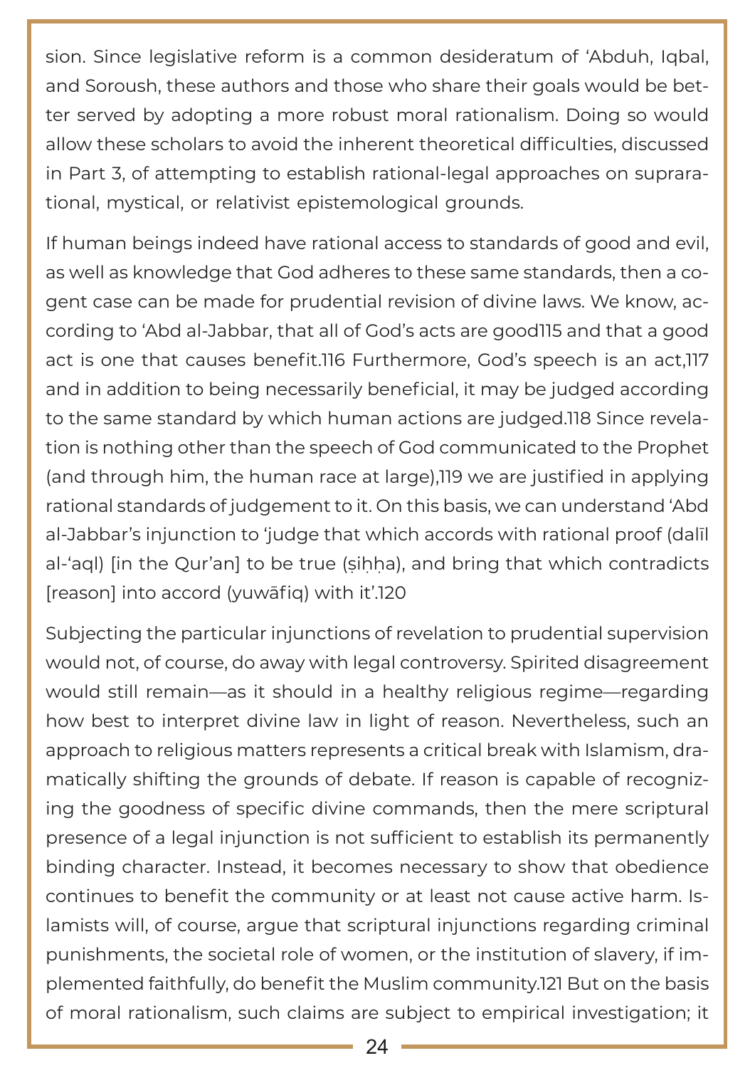sion. Since legislative reform is a common desideratum of ʿAbduh, Iqbal, and Soroush, these authors and those who share their goals would be better served by adopting a more robust moral rationalism. Doing so would allow these scholars to avoid the inherent theoretical difficulties, discussed in Part 3, of attempting to establish rational-legal approaches on suprarational, mystical, or relativist epistemological grounds.

If human beings indeed have rational access to standards of good and evil, as well as knowledge that God adheres to these same standards, then a cogent case can be made for prudential revision of divine laws. We know, according to ʿAbd al-Jabbar, that all of God's acts are good[115] and that a good act is one that causes benefit.[116] Furthermore, God's speech is an act,[117] and in addition to being necessarily beneficial, it may be judged according to the same standard by which human actions are judged.[118] Since revelation is nothing other than the speech of God communicated to the Prophet (and through him, the human race at large),[119] we are justified in applying rational standards of judgement to it. On this basis, we can understand ʿAbd al-Jabbar's injunction to 'judge that which accords with rational proof (dalīl al-ʿaql) [in the Qur'an] to be true (ṣiḥḥa), and bring that which contradicts [reason] into accord (yuwāfiq) with it'.[120]

Subjecting the particular injunctions of revelation to prudential supervision would not, of course, do away with legal controversy. Spirited disagreement would still remain—as it should in a healthy religious regime—regarding how best to interpret divine law in light of reason. Nevertheless, such an approach to religious matters represents a critical break with Islamism, dramatically shifting the grounds of debate. If reason is capable of recognizing the goodness of specific divine commands, then the mere scriptural presence of a legal injunction is not sufficient to establish its permanently binding character. Instead, it becomes necessary to show that obedience continues to benefit the community or at least not cause active harm. Islamists will, of course, argue that scriptural injunctions regarding criminal punishments, the societal role of women, or the institution of slavery, if implemented faithfully, do benefit the Muslim community.[121] But on the basis of moral rationalism, such claims are subject to empirical investigation; it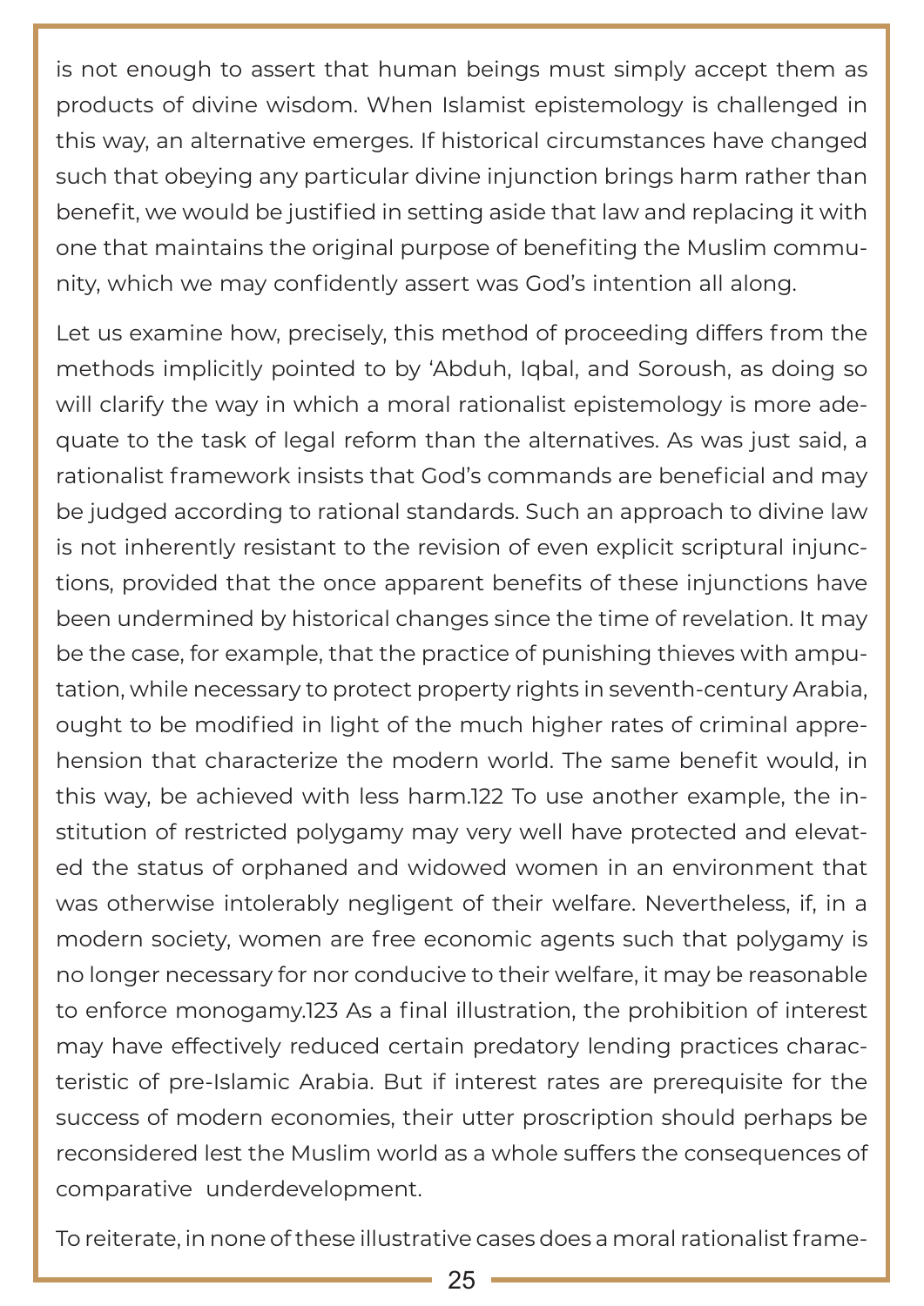is not enough to assert that human beings must simply accept them as products of divine wisdom. When Islamist epistemology is challenged in this way, an alternative emerges. If historical circumstances have changed such that obeying any particular divine injunction brings harm rather than benefit, we would be justified in setting aside that law and replacing it with one that maintains the original purpose of benefiting the Muslim community, which we may confidently assert was God's intention all along.

Let us examine how, precisely, this method of proceeding differs from the methods implicitly pointed to by 'Abduh, Iqbal, and Soroush, as doing so will clarify the way in which a moral rationalist epistemology is more adequate to the task of legal reform than the alternatives. As was just said, a rationalist framework insists that God's commands are beneficial and may be judged according to rational standards. Such an approach to divine law is not inherently resistant to the revision of even explicit scriptural injunctions, provided that the once apparent benefits of these injunctions have been undermined by historical changes since the time of revelation. It may be the case, for example, that the practice of punishing thieves with amputation, while necessary to protect property rights in seventh-century Arabia, ought to be modified in light of the much higher rates of criminal apprehension that characterize the modern world. The same benefit would, in this way, be achieved with less harm.[122] To use another example, the institution of restricted polygamy may very well have protected and elevated the status of orphaned and widowed women in an environment that was otherwise intolerably negligent of their welfare. Nevertheless, if, in a modern society, women are free economic agents such that polygamy is no longer necessary for nor conducive to their welfare, it may be reasonable to enforce monogamy.[123] As a final illustration, the prohibition of interest may have effectively reduced certain predatory lending practices characteristic of pre-Islamic Arabia. But if interest rates are prerequisite for the success of modern economies, their utter proscription should perhaps be reconsidered lest the Muslim world as a whole suffers the consequences of comparative underdevelopment.

To reiterate, in none of these illustrative cases does a moral rationalist frame-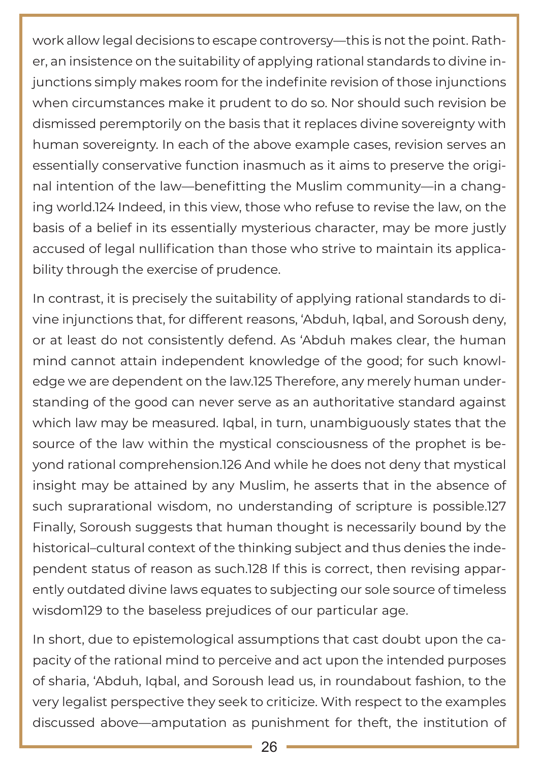work allow legal decisions to escape controversy—this is not the point. Rather, an insistence on the suitability of applying rational standards to divine injunctions simply makes room for the indefinite revision of those injunctions when circumstances make it prudent to do so. Nor should such revision be dismissed peremptorily on the basis that it replaces divine sovereignty with human sovereignty. In each of the above example cases, revision serves an essentially conservative function inasmuch as it aims to preserve the original intention of the law—benefitting the Muslim community—in a changing world.[124] Indeed, in this view, those who refuse to revise the law, on the basis of a belief in its essentially mysterious character, may be more justly accused of legal nullification than those who strive to maintain its applicability through the exercise of prudence.

In contrast, it is precisely the suitability of applying rational standards to divine injunctions that, for different reasons, ʻAbduh, Iqbal, and Soroush deny, or at least do not consistently defend. As ʻAbduh makes clear, the human mind cannot attain independent knowledge of the good; for such knowledge we are dependent on the law.[125] Therefore, any merely human understanding of the good can never serve as an authoritative standard against which law may be measured. Iqbal, in turn, unambiguously states that the source of the law within the mystical consciousness of the prophet is beyond rational comprehension.[126] And while he does not deny that mystical insight may be attained by any Muslim, he asserts that in the absence of such suprarational wisdom, no understanding of scripture is possible.[127] Finally, Soroush suggests that human thought is necessarily bound by the historical–cultural context of the thinking subject and thus denies the independent status of reason as such.[128] If this is correct, then revising apparently outdated divine laws equates to subjecting our sole source of timeless wisdom[129] to the baseless prejudices of our particular age.

In short, due to epistemological assumptions that cast doubt upon the capacity of the rational mind to perceive and act upon the intended purposes of sharia, ʻAbduh, Iqbal, and Soroush lead us, in roundabout fashion, to the very legalist perspective they seek to criticize. With respect to the examples discussed above—amputation as punishment for theft, the institution of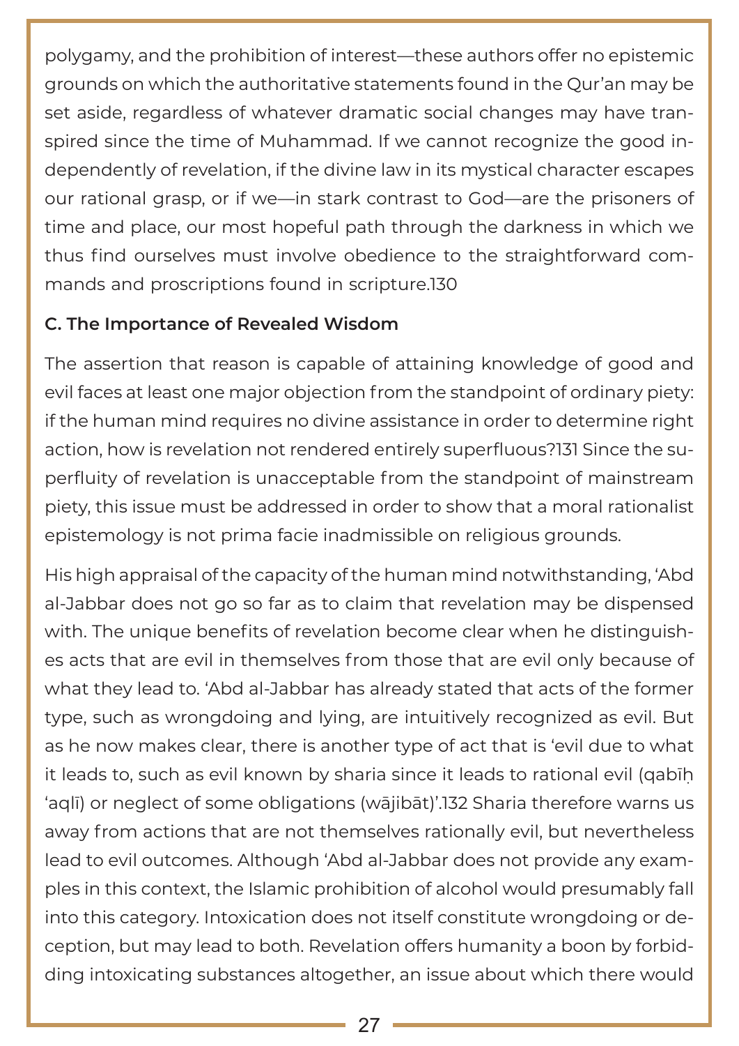polygamy, and the prohibition of interest—these authors offer no epistemic grounds on which the authoritative statements found in the Qur'an may be set aside, regardless of whatever dramatic social changes may have transpired since the time of Muhammad. If we cannot recognize the good independently of revelation, if the divine law in its mystical character escapes our rational grasp, or if we—in stark contrast to God—are the prisoners of time and place, our most hopeful path through the darkness in which we thus find ourselves must involve obedience to the straightforward commands and proscriptions found in scripture.130

### C. The Importance of Revealed Wisdom

The assertion that reason is capable of attaining knowledge of good and evil faces at least one major objection from the standpoint of ordinary piety: if the human mind requires no divine assistance in order to determine right action, how is revelation not rendered entirely superfluous?131 Since the superfluity of revelation is unacceptable from the standpoint of mainstream piety, this issue must be addressed in order to show that a moral rationalist epistemology is not prima facie inadmissible on religious grounds.

His high appraisal of the capacity of the human mind notwithstanding, 'Abd al-Jabbar does not go so far as to claim that revelation may be dispensed with. The unique benefits of revelation become clear when he distinguishes acts that are evil in themselves from those that are evil only because of what they lead to. 'Abd al-Jabbar has already stated that acts of the former type, such as wrongdoing and lying, are intuitively recognized as evil. But as he now makes clear, there is another type of act that is 'evil due to what it leads to, such as evil known by sharia since it leads to rational evil (qabīḥ 'aqlī) or neglect of some obligations (wājibāt)'.132 Sharia therefore warns us away from actions that are not themselves rationally evil, but nevertheless lead to evil outcomes. Although 'Abd al-Jabbar does not provide any examples in this context, the Islamic prohibition of alcohol would presumably fall into this category. Intoxication does not itself constitute wrongdoing or deception, but may lead to both. Revelation offers humanity a boon by forbidding intoxicating substances altogether, an issue about which there would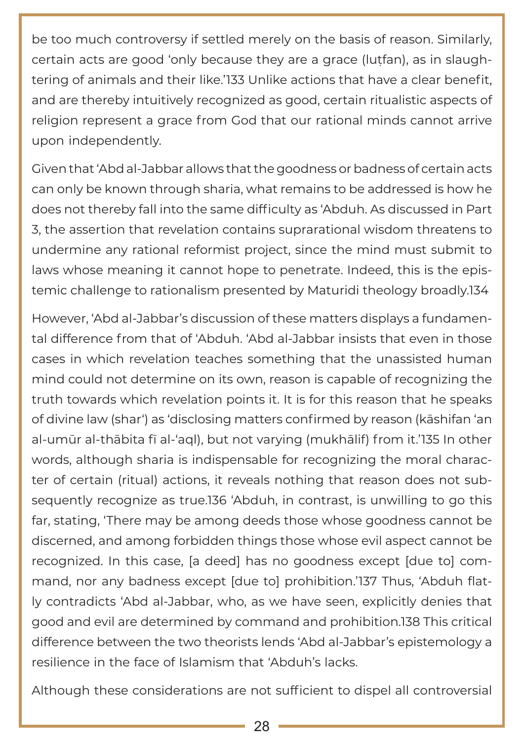be too much controversy if settled merely on the basis of reason. Similarly, certain acts are good 'only because they are a grace (luṭfan), as in slaughtering of animals and their like.'[133] Unlike actions that have a clear benefit, and are thereby intuitively recognized as good, certain ritualistic aspects of religion represent a grace from God that our rational minds cannot arrive upon independently.

Given that 'Abd al-Jabbar allows that the goodness or badness of certain acts can only be known through sharia, what remains to be addressed is how he does not thereby fall into the same difficulty as 'Abduh. As discussed in Part 3, the assertion that revelation contains suprarational wisdom threatens to undermine any rational reformist project, since the mind must submit to laws whose meaning it cannot hope to penetrate. Indeed, this is the epistemic challenge to rationalism presented by Maturidi theology broadly.[134]

However, 'Abd al-Jabbar's discussion of these matters displays a fundamental difference from that of 'Abduh. 'Abd al-Jabbar insists that even in those cases in which revelation teaches something that the unassisted human mind could not determine on its own, reason is capable of recognizing the truth towards which revelation points it. It is for this reason that he speaks of divine law (shar') as 'disclosing matters confirmed by reason (kāshifan 'an al-umūr al-thābita fī al-'aql), but not varying (mukhālif) from it.'[135] In other words, although sharia is indispensable for recognizing the moral character of certain (ritual) actions, it reveals nothing that reason does not subsequently recognize as true.[136] 'Abduh, in contrast, is unwilling to go this far, stating, 'There may be among deeds those whose goodness cannot be discerned, and among forbidden things those whose evil aspect cannot be recognized. In this case, [a deed] has no goodness except [due to] command, nor any badness except [due to] prohibition.'[137] Thus, 'Abduh flatly contradicts 'Abd al-Jabbar, who, as we have seen, explicitly denies that good and evil are determined by command and prohibition.[138] This critical difference between the two theorists lends 'Abd al-Jabbar's epistemology a resilience in the face of Islamism that 'Abduh's lacks.

Although these considerations are not sufficient to dispel all controversial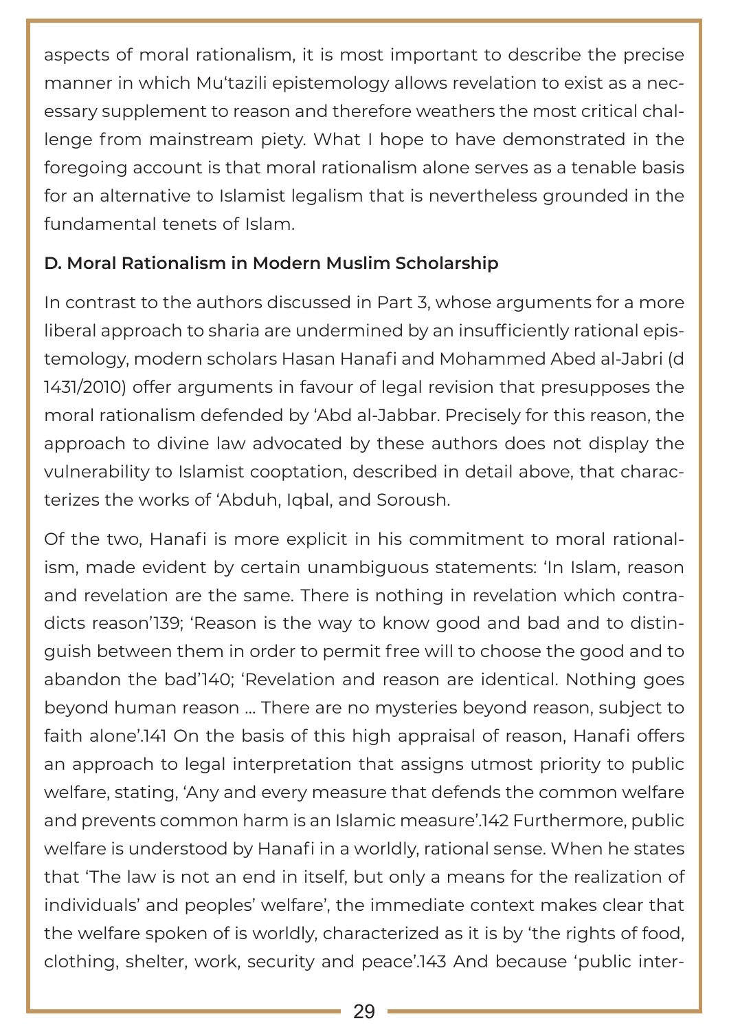aspects of moral rationalism, it is most important to describe the precise manner in which Mu'tazili epistemology allows revelation to exist as a necessary supplement to reason and therefore weathers the most critical challenge from mainstream piety. What I hope to have demonstrated in the foregoing account is that moral rationalism alone serves as a tenable basis for an alternative to Islamist legalism that is nevertheless grounded in the fundamental tenets of Islam.

### D. Moral Rationalism in Modern Muslim Scholarship

In contrast to the authors discussed in Part 3, whose arguments for a more liberal approach to sharia are undermined by an insufficiently rational epistemology, modern scholars Hasan Hanafi and Mohammed Abed al-Jabri (d 1431/2010) offer arguments in favour of legal revision that presupposes the moral rationalism defended by 'Abd al-Jabbar. Precisely for this reason, the approach to divine law advocated by these authors does not display the vulnerability to Islamist cooptation, described in detail above, that characterizes the works of 'Abduh, Iqbal, and Soroush.

Of the two, Hanafi is more explicit in his commitment to moral rationalism, made evident by certain unambiguous statements: 'In Islam, reason and revelation are the same. There is nothing in revelation which contradicts reason'[139]; 'Reason is the way to know good and bad and to distinguish between them in order to permit free will to choose the good and to abandon the bad'[140]; 'Revelation and reason are identical. Nothing goes beyond human reason ... There are no mysteries beyond reason, subject to faith alone'.[141] On the basis of this high appraisal of reason, Hanafi offers an approach to legal interpretation that assigns utmost priority to public welfare, stating, 'Any and every measure that defends the common welfare and prevents common harm is an Islamic measure'.[142] Furthermore, public welfare is understood by Hanafi in a worldly, rational sense. When he states that 'The law is not an end in itself, but only a means for the realization of individuals' and peoples' welfare', the immediate context makes clear that the welfare spoken of is worldly, characterized as it is by 'the rights of food, clothing, shelter, work, security and peace'.[143] And because 'public inter-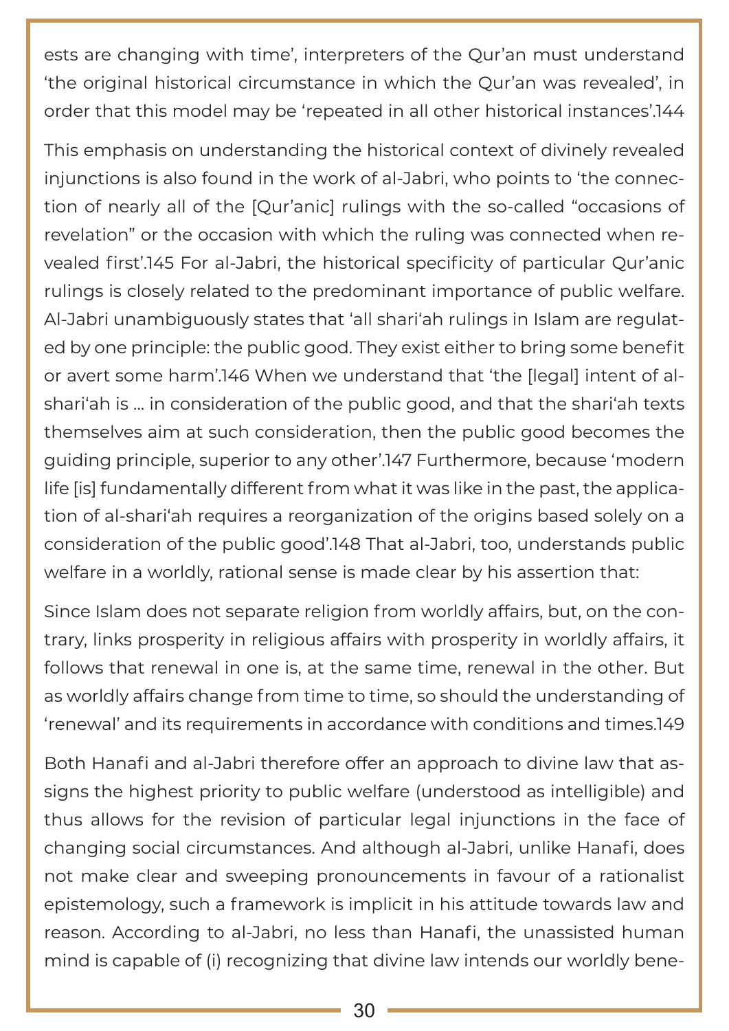ests are changing with time', interpreters of the Qur'an must understand 'the original historical circumstance in which the Qur'an was revealed', in order that this model may be 'repeated in all other historical instances'.144

This emphasis on understanding the historical context of divinely revealed injunctions is also found in the work of al-Jabri, who points to 'the connection of nearly all of the [Qur'anic] rulings with the so-called "occasions of revelation" or the occasion with which the ruling was connected when revealed first'.145 For al-Jabri, the historical specificity of particular Qur'anic rulings is closely related to the predominant importance of public welfare. Al-Jabri unambiguously states that 'all shari'ah rulings in Islam are regulated by one principle: the public good. They exist either to bring some benefit or avert some harm'.146 When we understand that 'the [legal] intent of al-shari'ah is … in consideration of the public good, and that the shari'ah texts themselves aim at such consideration, then the public good becomes the guiding principle, superior to any other'.147 Furthermore, because 'modern life [is] fundamentally different from what it was like in the past, the application of al-shari'ah requires a reorganization of the origins based solely on a consideration of the public good'.148 That al-Jabri, too, understands public welfare in a worldly, rational sense is made clear by his assertion that:

Since Islam does not separate religion from worldly affairs, but, on the contrary, links prosperity in religious affairs with prosperity in worldly affairs, it follows that renewal in one is, at the same time, renewal in the other. But as worldly affairs change from time to time, so should the understanding of 'renewal' and its requirements in accordance with conditions and times.149

Both Hanafi and al-Jabri therefore offer an approach to divine law that assigns the highest priority to public welfare (understood as intelligible) and thus allows for the revision of particular legal injunctions in the face of changing social circumstances. And although al-Jabri, unlike Hanafi, does not make clear and sweeping pronouncements in favour of a rationalist epistemology, such a framework is implicit in his attitude towards law and reason. According to al-Jabri, no less than Hanafi, the unassisted human mind is capable of (i) recognizing that divine law intends our worldly bene-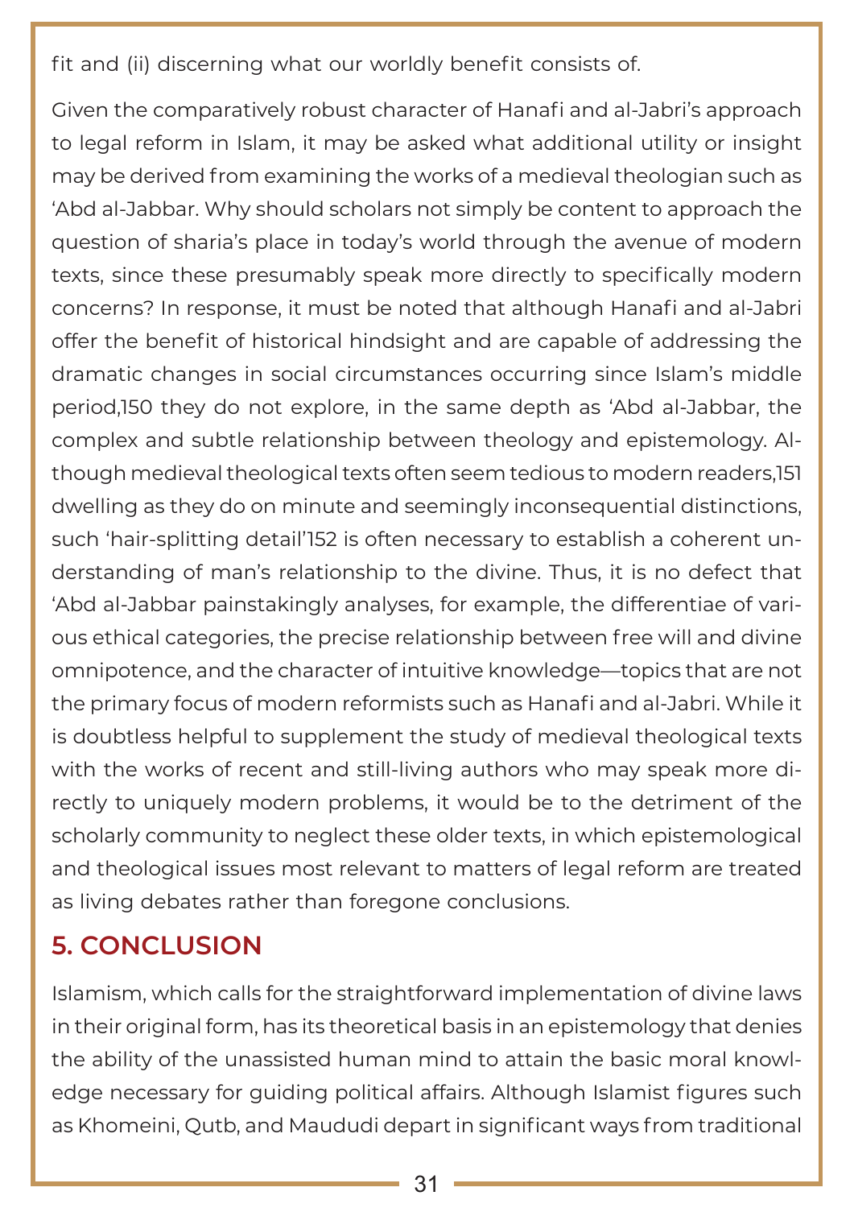fit and (ii) discerning what our worldly benefit consists of.

Given the comparatively robust character of Hanafi and al-Jabri's approach to legal reform in Islam, it may be asked what additional utility or insight may be derived from examining the works of a medieval theologian such as 'Abd al-Jabbar. Why should scholars not simply be content to approach the question of sharia's place in today's world through the avenue of modern texts, since these presumably speak more directly to specifically modern concerns? In response, it must be noted that although Hanafi and al-Jabri offer the benefit of historical hindsight and are capable of addressing the dramatic changes in social circumstances occurring since Islam's middle period,[150] they do not explore, in the same depth as 'Abd al-Jabbar, the complex and subtle relationship between theology and epistemology. Although medieval theological texts often seem tedious to modern readers,[151] dwelling as they do on minute and seemingly inconsequential distinctions, such 'hair-splitting detail'[152] is often necessary to establish a coherent understanding of man's relationship to the divine. Thus, it is no defect that 'Abd al-Jabbar painstakingly analyses, for example, the differentiae of various ethical categories, the precise relationship between free will and divine omnipotence, and the character of intuitive knowledge—topics that are not the primary focus of modern reformists such as Hanafi and al-Jabri. While it is doubtless helpful to supplement the study of medieval theological texts with the works of recent and still-living authors who may speak more directly to uniquely modern problems, it would be to the detriment of the scholarly community to neglect these older texts, in which epistemological and theological issues most relevant to matters of legal reform are treated as living debates rather than foregone conclusions.

## 5. CONCLUSION

Islamism, which calls for the straightforward implementation of divine laws in their original form, has its theoretical basis in an epistemology that denies the ability of the unassisted human mind to attain the basic moral knowledge necessary for guiding political affairs. Although Islamist figures such as Khomeini, Qutb, and Maududi depart in significant ways from traditional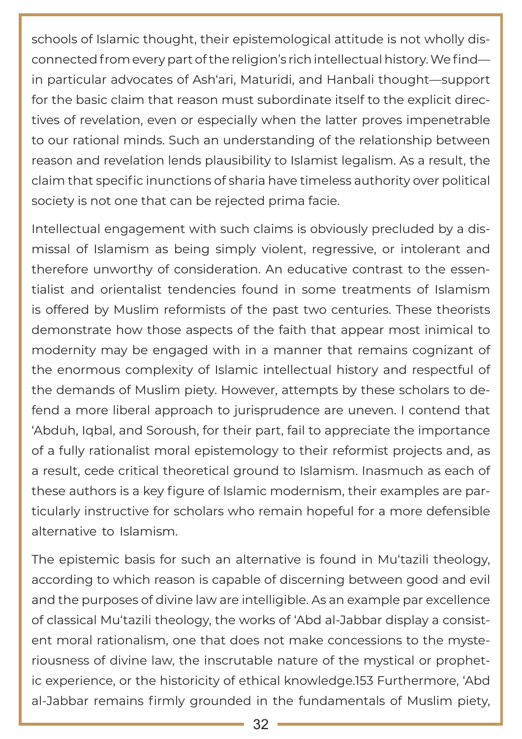schools of Islamic thought, their epistemological attitude is not wholly disconnected from every part of the religion's rich intellectual history. We find—in particular advocates of Ash'ari, Maturidi, and Hanbali thought—support for the basic claim that reason must subordinate itself to the explicit directives of revelation, even or especially when the latter proves impenetrable to our rational minds. Such an understanding of the relationship between reason and revelation lends plausibility to Islamist legalism. As a result, the claim that specific inunctions of sharia have timeless authority over political society is not one that can be rejected prima facie.

Intellectual engagement with such claims is obviously precluded by a dismissal of Islamism as being simply violent, regressive, or intolerant and therefore unworthy of consideration. An educative contrast to the essentialist and orientalist tendencies found in some treatments of Islamism is offered by Muslim reformists of the past two centuries. These theorists demonstrate how those aspects of the faith that appear most inimical to modernity may be engaged with in a manner that remains cognizant of the enormous complexity of Islamic intellectual history and respectful of the demands of Muslim piety. However, attempts by these scholars to defend a more liberal approach to jurisprudence are uneven. I contend that 'Abduh, Iqbal, and Soroush, for their part, fail to appreciate the importance of a fully rationalist moral epistemology to their reformist projects and, as a result, cede critical theoretical ground to Islamism. Inasmuch as each of these authors is a key figure of Islamic modernism, their examples are particularly instructive for scholars who remain hopeful for a more defensible alternative to Islamism.

The epistemic basis for such an alternative is found in Mu'tazili theology, according to which reason is capable of discerning between good and evil and the purposes of divine law are intelligible. As an example par excellence of classical Mu'tazili theology, the works of 'Abd al-Jabbar display a consistent moral rationalism, one that does not make concessions to the mysteriousness of divine law, the inscrutable nature of the mystical or prophetic experience, or the historicity of ethical knowledge.[153] Furthermore, 'Abd al-Jabbar remains firmly grounded in the fundamentals of Muslim piety,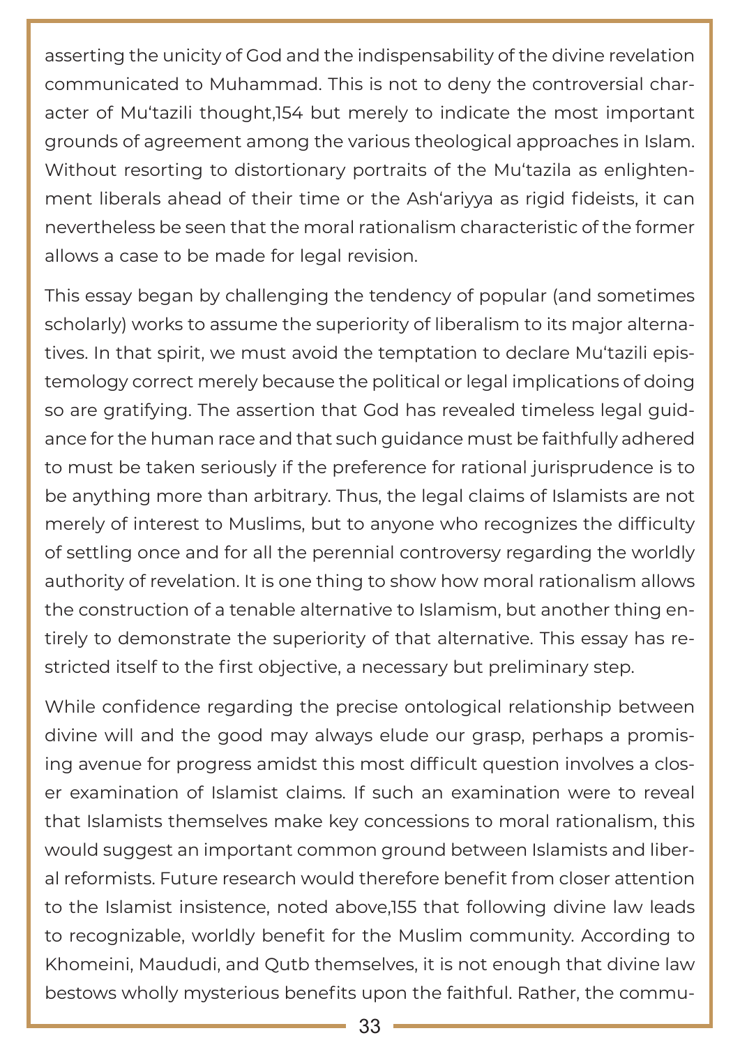asserting the unicity of God and the indispensability of the divine revelation communicated to Muhammad. This is not to deny the controversial character of Muʻtazili thought,[154] but merely to indicate the most important grounds of agreement among the various theological approaches in Islam. Without resorting to distortionary portraits of the Muʻtazila as enlightenment liberals ahead of their time or the Ashʻariyya as rigid fideists, it can nevertheless be seen that the moral rationalism characteristic of the former allows a case to be made for legal revision.

This essay began by challenging the tendency of popular (and sometimes scholarly) works to assume the superiority of liberalism to its major alternatives. In that spirit, we must avoid the temptation to declare Muʻtazili epistemology correct merely because the political or legal implications of doing so are gratifying. The assertion that God has revealed timeless legal guidance for the human race and that such guidance must be faithfully adhered to must be taken seriously if the preference for rational jurisprudence is to be anything more than arbitrary. Thus, the legal claims of Islamists are not merely of interest to Muslims, but to anyone who recognizes the difficulty of settling once and for all the perennial controversy regarding the worldly authority of revelation. It is one thing to show how moral rationalism allows the construction of a tenable alternative to Islamism, but another thing entirely to demonstrate the superiority of that alternative. This essay has restricted itself to the first objective, a necessary but preliminary step.

While confidence regarding the precise ontological relationship between divine will and the good may always elude our grasp, perhaps a promising avenue for progress amidst this most difficult question involves a closer examination of Islamist claims. If such an examination were to reveal that Islamists themselves make key concessions to moral rationalism, this would suggest an important common ground between Islamists and liberal reformists. Future research would therefore benefit from closer attention to the Islamist insistence, noted above,[155] that following divine law leads to recognizable, worldly benefit for the Muslim community. According to Khomeini, Maududi, and Qutb themselves, it is not enough that divine law bestows wholly mysterious benefits upon the faithful. Rather, the commu-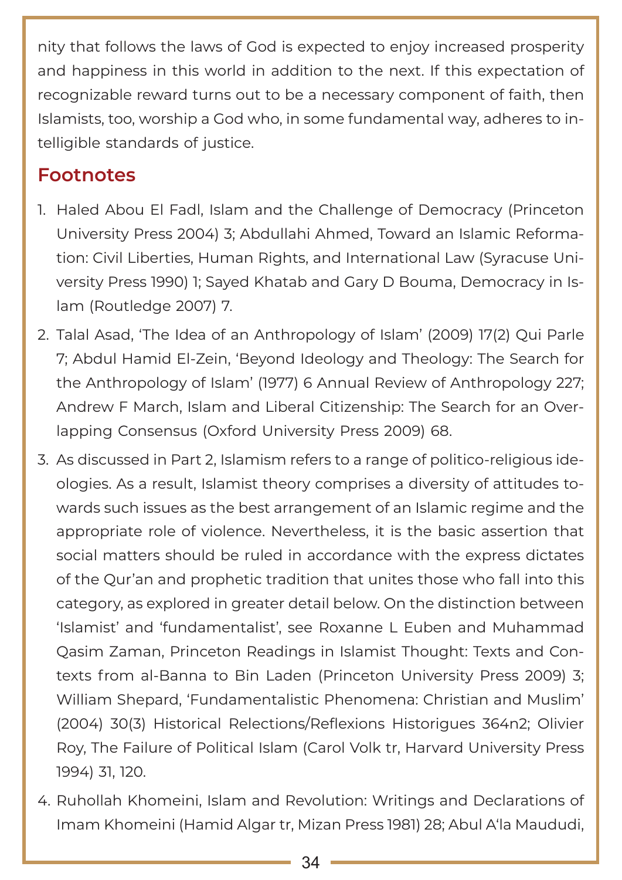nity that follows the laws of God is expected to enjoy increased prosperity and happiness in this world in addition to the next. If this expectation of recognizable reward turns out to be a necessary component of faith, then Islamists, too, worship a God who, in some fundamental way, adheres to intelligible standards of justice.

## Footnotes

1. Haled Abou El Fadl, Islam and the Challenge of Democracy (Princeton University Press 2004) 3; Abdullahi Ahmed, Toward an Islamic Reformation: Civil Liberties, Human Rights, and International Law (Syracuse University Press 1990) 1; Sayed Khatab and Gary D Bouma, Democracy in Islam (Routledge 2007) 7.
2. Talal Asad, 'The Idea of an Anthropology of Islam' (2009) 17(2) Qui Parle 7; Abdul Hamid El-Zein, 'Beyond Ideology and Theology: The Search for the Anthropology of Islam' (1977) 6 Annual Review of Anthropology 227; Andrew F March, Islam and Liberal Citizenship: The Search for an Overlapping Consensus (Oxford University Press 2009) 68.
3. As discussed in Part 2, Islamism refers to a range of politico-religious ideologies. As a result, Islamist theory comprises a diversity of attitudes towards such issues as the best arrangement of an Islamic regime and the appropriate role of violence. Nevertheless, it is the basic assertion that social matters should be ruled in accordance with the express dictates of the Qur'an and prophetic tradition that unites those who fall into this category, as explored in greater detail below. On the distinction between 'Islamist' and 'fundamentalist', see Roxanne L Euben and Muhammad Qasim Zaman, Princeton Readings in Islamist Thought: Texts and Contexts from al-Banna to Bin Laden (Princeton University Press 2009) 3; William Shepard, 'Fundamentalistic Phenomena: Christian and Muslim' (2004) 30(3) Historical Relections/Reflexions Historigues 364n2; Olivier Roy, The Failure of Political Islam (Carol Volk tr, Harvard University Press 1994) 31, 120.
4. Ruhollah Khomeini, Islam and Revolution: Writings and Declarations of Imam Khomeini (Hamid Algar tr, Mizan Press 1981) 28; Abul A'la Maududi,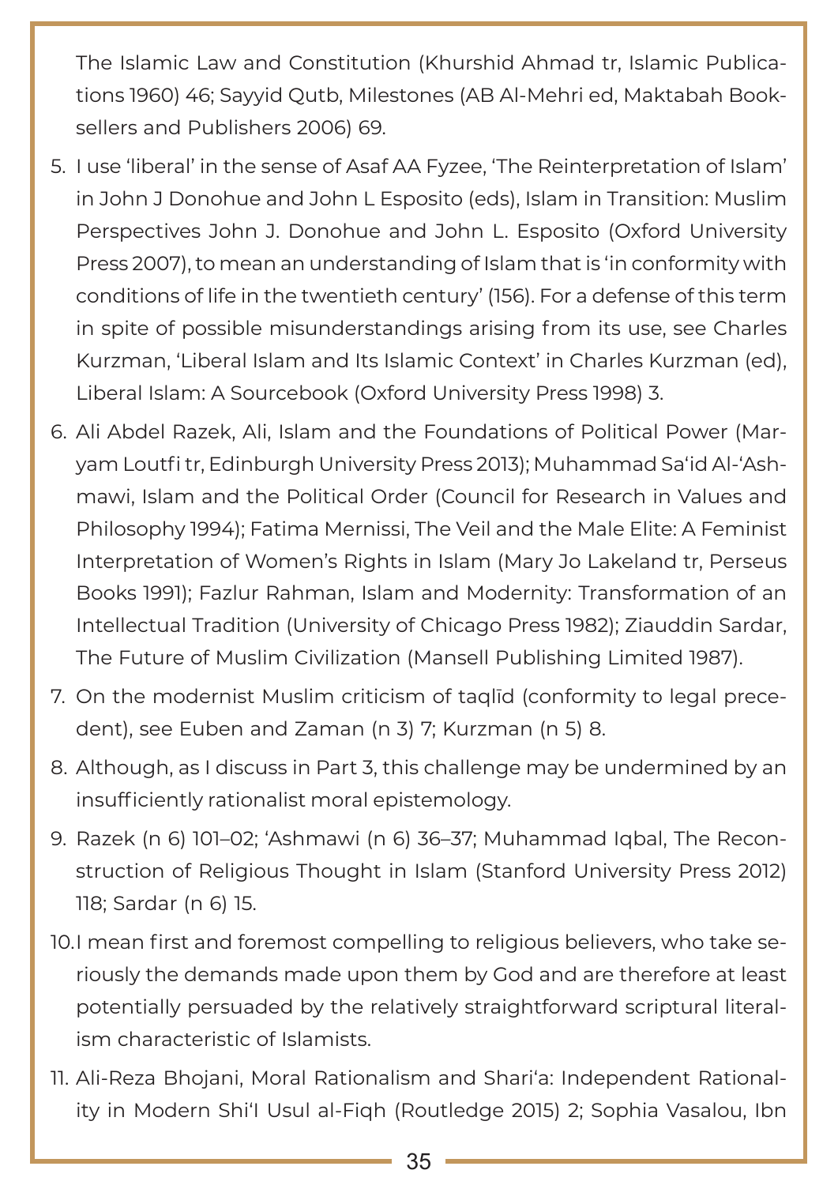The Islamic Law and Constitution (Khurshid Ahmad tr, Islamic Publications 1960) 46; Sayyid Qutb, Milestones (AB Al-Mehri ed, Maktabah Booksellers and Publishers 2006) 69.

5. I use 'liberal' in the sense of Asaf AA Fyzee, 'The Reinterpretation of Islam' in John J Donohue and John L Esposito (eds), Islam in Transition: Muslim Perspectives John J. Donohue and John L. Esposito (Oxford University Press 2007), to mean an understanding of Islam that is 'in conformity with conditions of life in the twentieth century' (156). For a defense of this term in spite of possible misunderstandings arising from its use, see Charles Kurzman, 'Liberal Islam and Its Islamic Context' in Charles Kurzman (ed), Liberal Islam: A Sourcebook (Oxford University Press 1998) 3.
6. Ali Abdel Razek, Ali, Islam and the Foundations of Political Power (Maryam Loutfi tr, Edinburgh University Press 2013); Muhammad Sa'id Al-'Ashmawi, Islam and the Political Order (Council for Research in Values and Philosophy 1994); Fatima Mernissi, The Veil and the Male Elite: A Feminist Interpretation of Women's Rights in Islam (Mary Jo Lakeland tr, Perseus Books 1991); Fazlur Rahman, Islam and Modernity: Transformation of an Intellectual Tradition (University of Chicago Press 1982); Ziauddin Sardar, The Future of Muslim Civilization (Mansell Publishing Limited 1987).
7. On the modernist Muslim criticism of taqlīd (conformity to legal precedent), see Euben and Zaman (n 3) 7; Kurzman (n 5) 8.
8. Although, as I discuss in Part 3, this challenge may be undermined by an insufficiently rationalist moral epistemology.
9. Razek (n 6) 101–02; 'Ashmawi (n 6) 36–37; Muhammad Iqbal, The Reconstruction of Religious Thought in Islam (Stanford University Press 2012) 118; Sardar (n 6) 15.
10. I mean first and foremost compelling to religious believers, who take seriously the demands made upon them by God and are therefore at least potentially persuaded by the relatively straightforward scriptural literalism characteristic of Islamists.
11. Ali-Reza Bhojani, Moral Rationalism and Shari'a: Independent Rationality in Modern Shi'I Usul al-Fiqh (Routledge 2015) 2; Sophia Vasalou, Ibn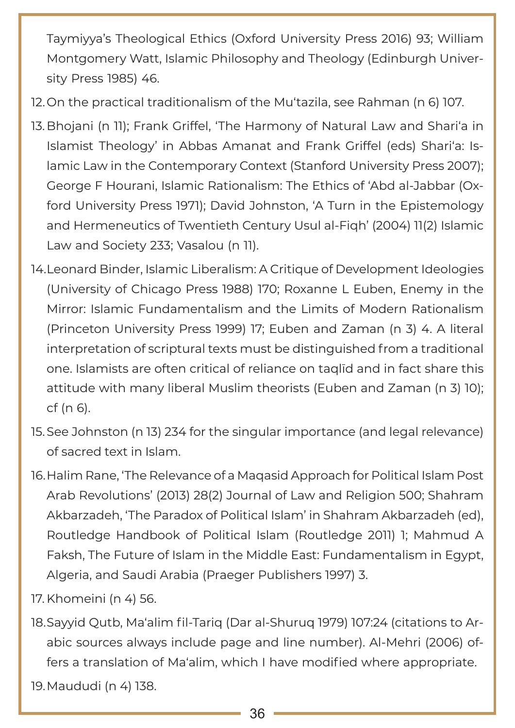Taymiyya's Theological Ethics (Oxford University Press 2016) 93; William Montgomery Watt, Islamic Philosophy and Theology (Edinburgh University Press 1985) 46.

12. On the practical traditionalism of the Mu'tazila, see Rahman (n 6) 107.

13. Bhojani (n 11); Frank Griffel, 'The Harmony of Natural Law and Shari'a in Islamist Theology' in Abbas Amanat and Frank Griffel (eds) Shari'a: Islamic Law in the Contemporary Context (Stanford University Press 2007); George F Hourani, Islamic Rationalism: The Ethics of 'Abd al-Jabbar (Oxford University Press 1971); David Johnston, 'A Turn in the Epistemology and Hermeneutics of Twentieth Century Usul al-Fiqh' (2004) 11(2) Islamic Law and Society 233; Vasalou (n 11).

14. Leonard Binder, Islamic Liberalism: A Critique of Development Ideologies (University of Chicago Press 1988) 170; Roxanne L Euben, Enemy in the Mirror: Islamic Fundamentalism and the Limits of Modern Rationalism (Princeton University Press 1999) 17; Euben and Zaman (n 3) 4. A literal interpretation of scriptural texts must be distinguished from a traditional one. Islamists are often critical of reliance on taqlīd and in fact share this attitude with many liberal Muslim theorists (Euben and Zaman (n 3) 10); cf (n 6).

15. See Johnston (n 13) 234 for the singular importance (and legal relevance) of sacred text in Islam.

16. Halim Rane, 'The Relevance of a Maqasid Approach for Political Islam Post Arab Revolutions' (2013) 28(2) Journal of Law and Religion 500; Shahram Akbarzadeh, 'The Paradox of Political Islam' in Shahram Akbarzadeh (ed), Routledge Handbook of Political Islam (Routledge 2011) 1; Mahmud A Faksh, The Future of Islam in the Middle East: Fundamentalism in Egypt, Algeria, and Saudi Arabia (Praeger Publishers 1997) 3.

17. Khomeini (n 4) 56.

18. Sayyid Qutb, Ma'alim fil-Tariq (Dar al-Shuruq 1979) 107:24 (citations to Arabic sources always include page and line number). Al-Mehri (2006) offers a translation of Ma'alim, which I have modified where appropriate.

19. Maududi (n 4) 138.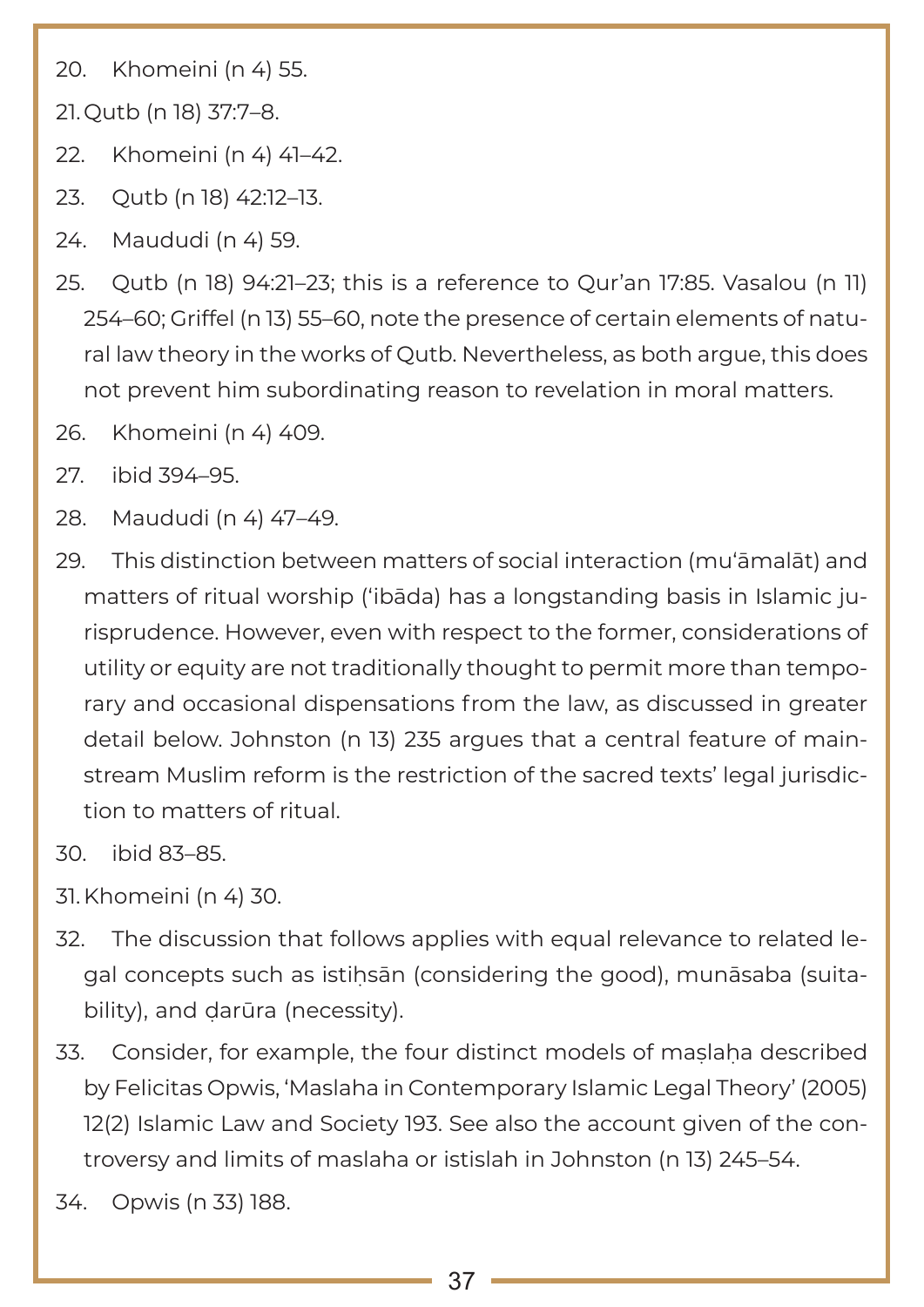20. Khomeini (n 4) 55.

21. Qutb (n 18) 37:7–8.

22. Khomeini (n 4) 41–42.

23. Qutb (n 18) 42:12–13.

24. Maududi (n 4) 59.

25. Qutb (n 18) 94:21–23; this is a reference to Qur'an 17:85. Vasalou (n 11) 254–60; Griffel (n 13) 55–60, note the presence of certain elements of natural law theory in the works of Qutb. Nevertheless, as both argue, this does not prevent him subordinating reason to revelation in moral matters.

26. Khomeini (n 4) 409.

27. ibid 394–95.

28. Maududi (n 4) 47–49.

29. This distinction between matters of social interaction (mu'āmalāt) and matters of ritual worship ('ibāda) has a longstanding basis in Islamic jurisprudence. However, even with respect to the former, considerations of utility or equity are not traditionally thought to permit more than temporary and occasional dispensations from the law, as discussed in greater detail below. Johnston (n 13) 235 argues that a central feature of mainstream Muslim reform is the restriction of the sacred texts' legal jurisdiction to matters of ritual.

30. ibid 83–85.

31. Khomeini (n 4) 30.

32. The discussion that follows applies with equal relevance to related legal concepts such as istiḥsān (considering the good), munāsaba (suitability), and ḍarūra (necessity).

33. Consider, for example, the four distinct models of maṣlaḥa described by Felicitas Opwis, 'Maslaha in Contemporary Islamic Legal Theory' (2005) 12(2) Islamic Law and Society 193. See also the account given of the controversy and limits of maslaha or istislah in Johnston (n 13) 245–54.

34. Opwis (n 33) 188.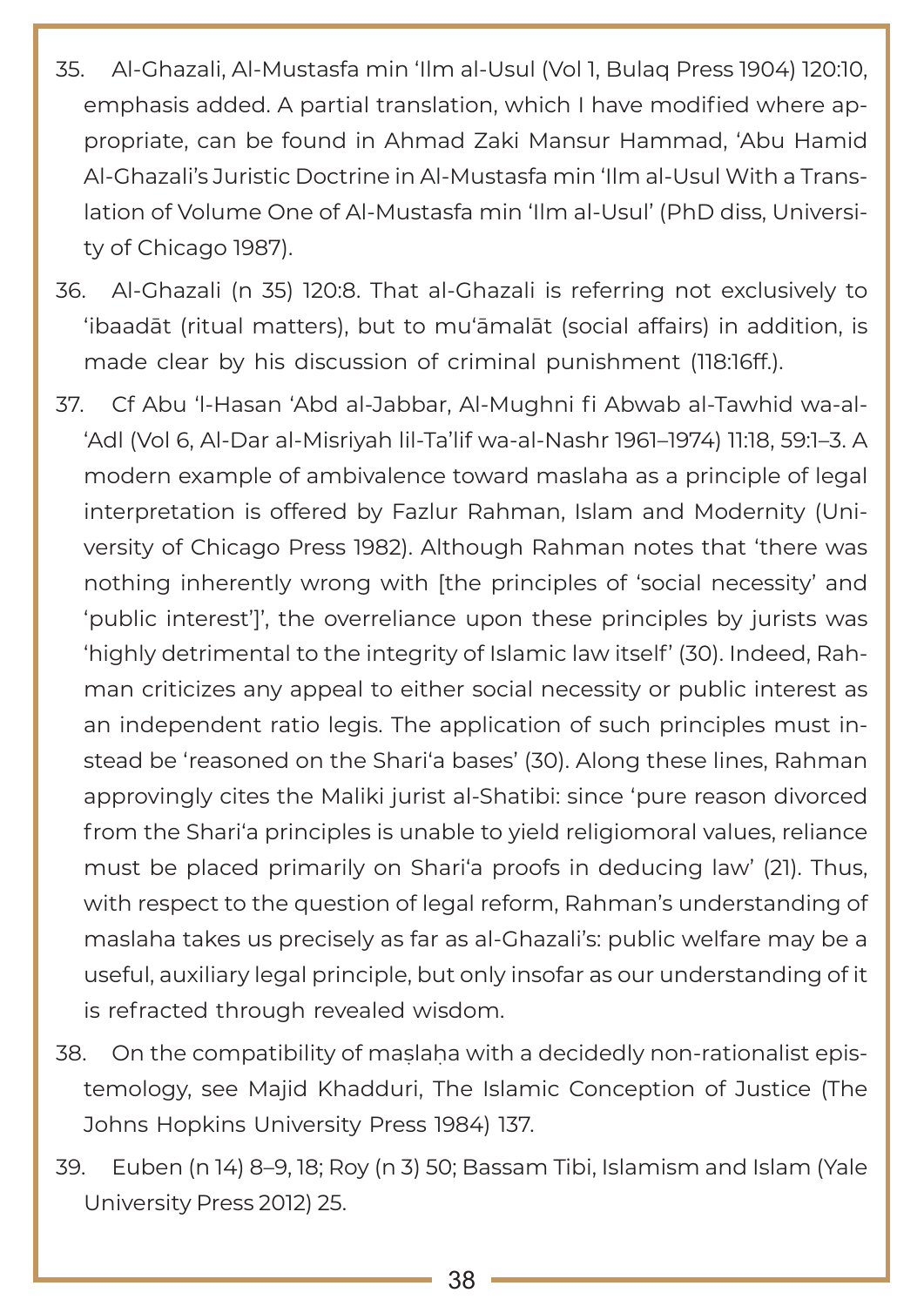35. Al-Ghazali, Al-Mustasfa min ʻIlm al-Usul (Vol 1, Bulaq Press 1904) 120:10, emphasis added. A partial translation, which I have modified where appropriate, can be found in Ahmad Zaki Mansur Hammad, ʻAbu Hamid Al-Ghazali's Juristic Doctrine in Al-Mustasfa min ʻIlm al-Usul With a Translation of Volume One of Al-Mustasfa min ʻIlm al-Usul' (PhD diss, University of Chicago 1987).

36. Al-Ghazali (n 35) 120:8. That al-Ghazali is referring not exclusively to ʻibaadāt (ritual matters), but to muʻāmalāt (social affairs) in addition, is made clear by his discussion of criminal punishment (118:16ff.).

37. Cf Abu ʻl-Hasan ʻAbd al-Jabbar, Al-Mughni fi Abwab al-Tawhid wa-al-ʻAdl (Vol 6, Al-Dar al-Misriyah lil-Ta'lif wa-al-Nashr 1961–1974) 11:18, 59:1–3. A modern example of ambivalence toward maslaha as a principle of legal interpretation is offered by Fazlur Rahman, Islam and Modernity (University of Chicago Press 1982). Although Rahman notes that ʻthere was nothing inherently wrong with [the principles of ʻsocial necessity' and ʻpublic interest']', the overreliance upon these principles by jurists was ʻhighly detrimental to the integrity of Islamic law itself' (30). Indeed, Rahman criticizes any appeal to either social necessity or public interest as an independent ratio legis. The application of such principles must instead be ʻreasoned on the Shariʻa bases' (30). Along these lines, Rahman approvingly cites the Maliki jurist al-Shatibi: since ʻpure reason divorced from the Shariʻa principles is unable to yield religiomoral values, reliance must be placed primarily on Shariʻa proofs in deducing law' (21). Thus, with respect to the question of legal reform, Rahman's understanding of maslaha takes us precisely as far as al-Ghazali's: public welfare may be a useful, auxiliary legal principle, but only insofar as our understanding of it is refracted through revealed wisdom.

38. On the compatibility of maṣlaḥa with a decidedly non-rationalist epistemology, see Majid Khadduri, The Islamic Conception of Justice (The Johns Hopkins University Press 1984) 137.

39. Euben (n 14) 8–9, 18; Roy (n 3) 50; Bassam Tibi, Islamism and Islam (Yale University Press 2012) 25.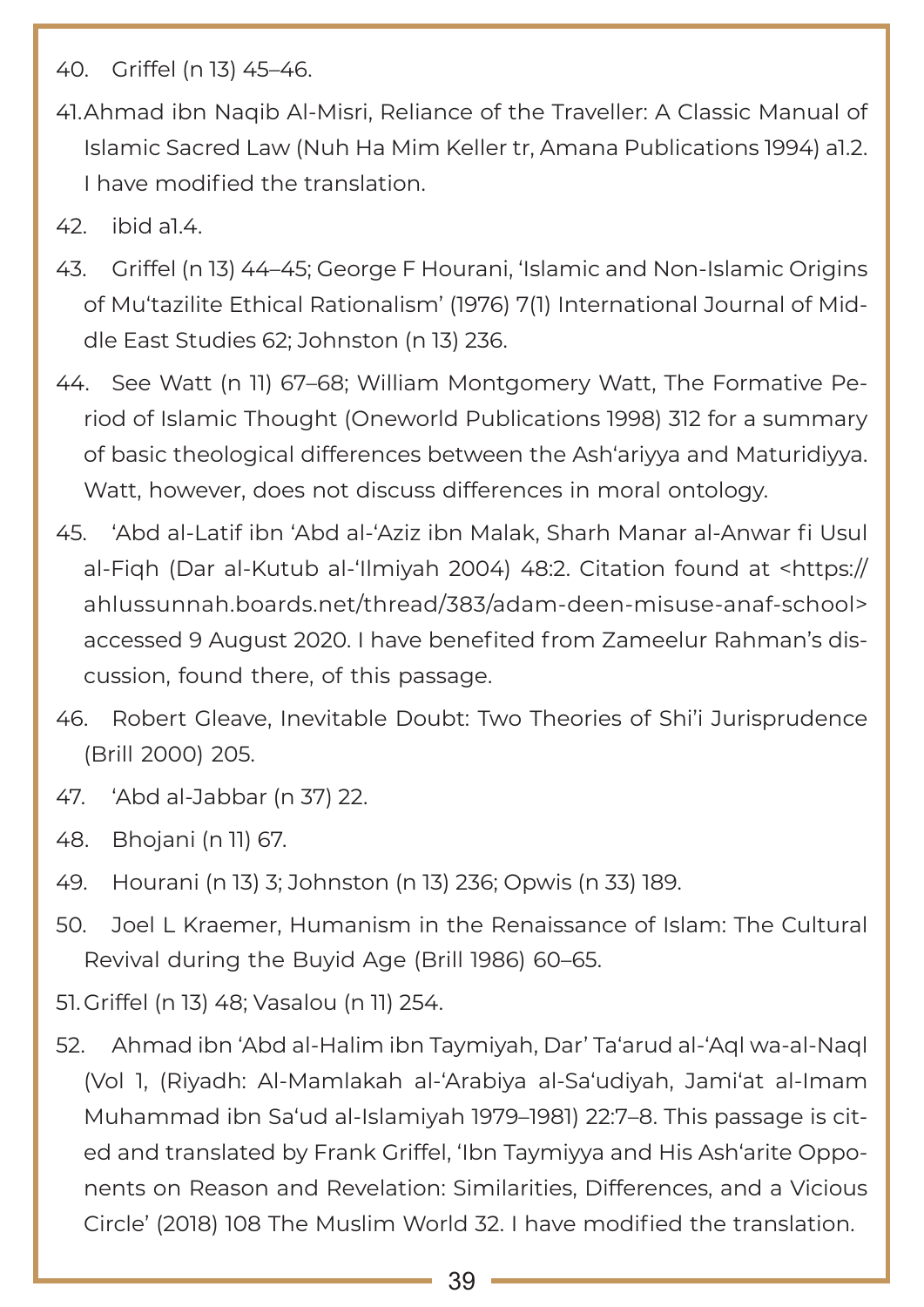40. Griffel (n 13) 45–46.

41. Ahmad ibn Naqib Al-Misri, Reliance of the Traveller: A Classic Manual of Islamic Sacred Law (Nuh Ha Mim Keller tr, Amana Publications 1994) a1.2. I have modified the translation.

42. ibid a1.4.

43. Griffel (n 13) 44–45; George F Hourani, 'Islamic and Non-Islamic Origins of Mu'tazilite Ethical Rationalism' (1976) 7(1) International Journal of Middle East Studies 62; Johnston (n 13) 236.

44. See Watt (n 11) 67–68; William Montgomery Watt, The Formative Period of Islamic Thought (Oneworld Publications 1998) 312 for a summary of basic theological differences between the Ash'ariyya and Maturidiyya. Watt, however, does not discuss differences in moral ontology.

45. 'Abd al-Latif ibn 'Abd al-'Aziz ibn Malak, Sharh Manar al-Anwar fi Usul al-Fiqh (Dar al-Kutub al-'Ilmiyah 2004) 48:2. Citation found at <https://ahlussunnah.boards.net/thread/383/adam-deen-misuse-anaf-school> accessed 9 August 2020. I have benefited from Zameelur Rahman's discussion, found there, of this passage.

46. Robert Gleave, Inevitable Doubt: Two Theories of Shi'i Jurisprudence (Brill 2000) 205.

47. 'Abd al-Jabbar (n 37) 22.

48. Bhojani (n 11) 67.

49. Hourani (n 13) 3; Johnston (n 13) 236; Opwis (n 33) 189.

50. Joel L Kraemer, Humanism in the Renaissance of Islam: The Cultural Revival during the Buyid Age (Brill 1986) 60–65.

51. Griffel (n 13) 48; Vasalou (n 11) 254.

52. Ahmad ibn 'Abd al-Halim ibn Taymiyah, Dar' Ta'arud al-'Aql wa-al-Naql (Vol 1, (Riyadh: Al-Mamlakah al-'Arabiya al-Sa'udiyah, Jami'at al-Imam Muhammad ibn Sa'ud al-Islamiyah 1979–1981) 22:7–8. This passage is cited and translated by Frank Griffel, 'Ibn Taymiyya and His Ash'arite Opponents on Reason and Revelation: Similarities, Differences, and a Vicious Circle' (2018) 108 The Muslim World 32. I have modified the translation.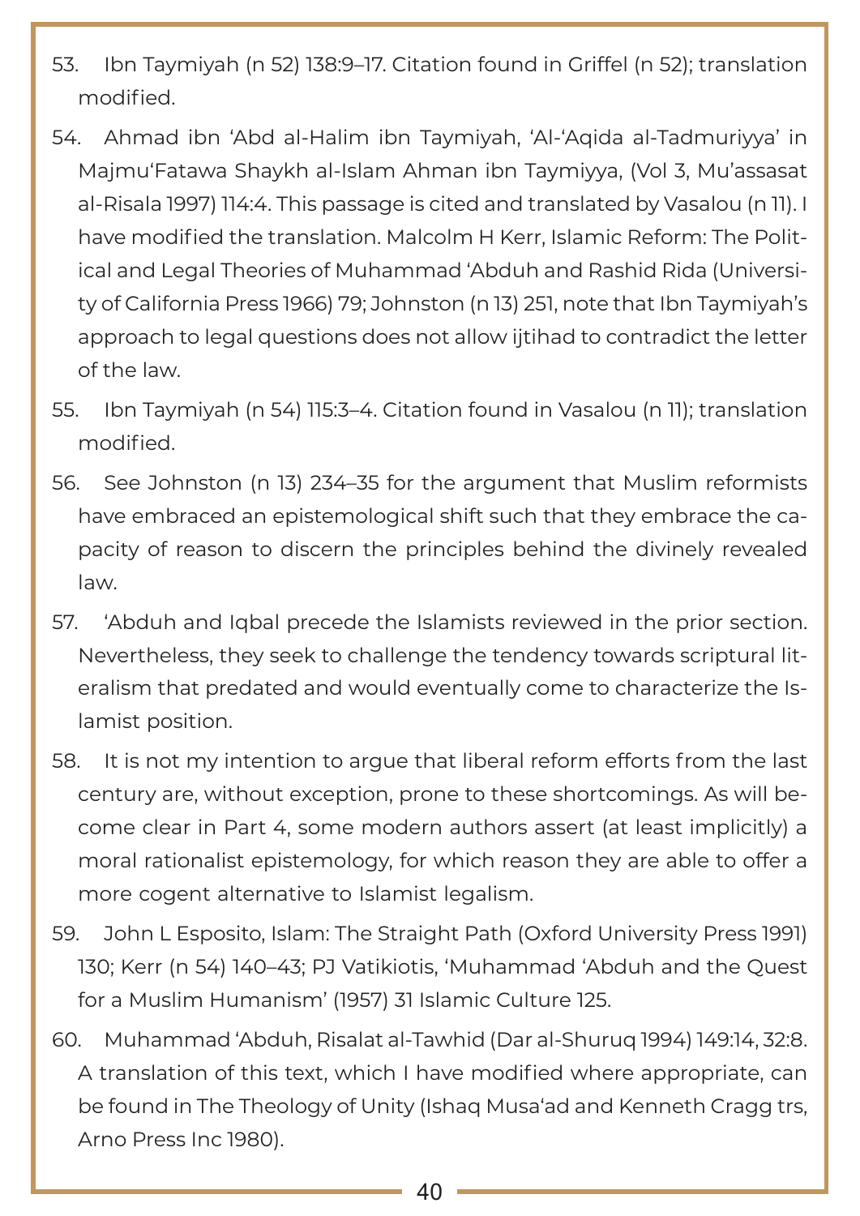53. Ibn Taymiyah (n 52) 138:9–17. Citation found in Griffel (n 52); translation modified.

54. Ahmad ibn 'Abd al-Halim ibn Taymiyah, 'Al-'Aqida al-Tadmuriyya' in Majmu'Fatawa Shaykh al-Islam Ahman ibn Taymiyya, (Vol 3, Mu'assasat al-Risala 1997) 114:4. This passage is cited and translated by Vasalou (n 11). I have modified the translation. Malcolm H Kerr, Islamic Reform: The Political and Legal Theories of Muhammad 'Abduh and Rashid Rida (University of California Press 1966) 79; Johnston (n 13) 251, note that Ibn Taymiyah's approach to legal questions does not allow ijtihad to contradict the letter of the law.

55. Ibn Taymiyah (n 54) 115:3–4. Citation found in Vasalou (n 11); translation modified.

56. See Johnston (n 13) 234–35 for the argument that Muslim reformists have embraced an epistemological shift such that they embrace the capacity of reason to discern the principles behind the divinely revealed law.

57. 'Abduh and Iqbal precede the Islamists reviewed in the prior section. Nevertheless, they seek to challenge the tendency towards scriptural literalism that predated and would eventually come to characterize the Islamist position.

58. It is not my intention to argue that liberal reform efforts from the last century are, without exception, prone to these shortcomings. As will become clear in Part 4, some modern authors assert (at least implicitly) a moral rationalist epistemology, for which reason they are able to offer a more cogent alternative to Islamist legalism.

59. John L Esposito, Islam: The Straight Path (Oxford University Press 1991) 130; Kerr (n 54) 140–43; PJ Vatikiotis, 'Muhammad 'Abduh and the Quest for a Muslim Humanism' (1957) 31 Islamic Culture 125.

60. Muhammad 'Abduh, Risalat al-Tawhid (Dar al-Shuruq 1994) 149:14, 32:8. A translation of this text, which I have modified where appropriate, can be found in The Theology of Unity (Ishaq Musa'ad and Kenneth Cragg trs, Arno Press Inc 1980).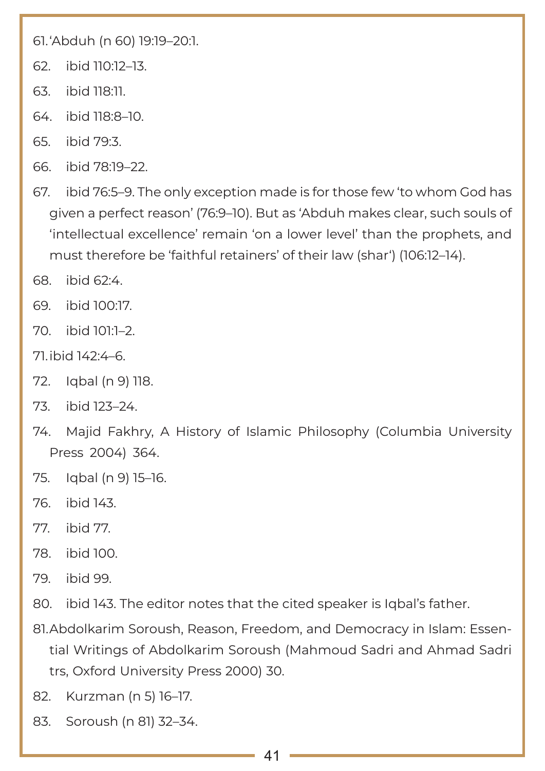61. 'Abduh (n 60) 19:19–20:1.

62. ibid 110:12–13.

63. ibid 118:11.

64. ibid 118:8–10.

65. ibid 79:3.

66. ibid 78:19–22.

67. ibid 76:5–9. The only exception made is for those few 'to whom God has given a perfect reason' (76:9–10). But as 'Abduh makes clear, such souls of 'intellectual excellence' remain 'on a lower level' than the prophets, and must therefore be 'faithful retainers' of their law (shar') (106:12–14).

68. ibid 62:4.

69. ibid 100:17.

70. ibid 101:1–2.

71. ibid 142:4–6.

72. Iqbal (n 9) 118.

73. ibid 123–24.

74. Majid Fakhry, A History of Islamic Philosophy (Columbia University Press 2004) 364.

75. Iqbal (n 9) 15–16.

76. ibid 143.

77. ibid 77.

78. ibid 100.

79. ibid 99.

80. ibid 143. The editor notes that the cited speaker is Iqbal's father.

81. Abdolkarim Soroush, Reason, Freedom, and Democracy in Islam: Essential Writings of Abdolkarim Soroush (Mahmoud Sadri and Ahmad Sadri trs, Oxford University Press 2000) 30.

82. Kurzman (n 5) 16–17.

83. Soroush (n 81) 32–34.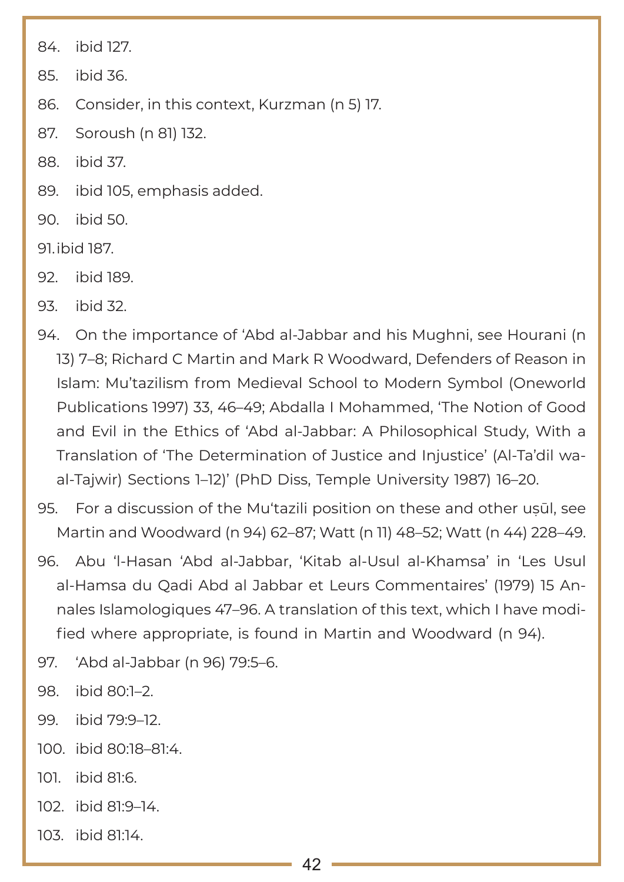84. ibid 127.

85. ibid 36.

86. Consider, in this context, Kurzman (n 5) 17.

87. Soroush (n 81) 132.

88. ibid 37.

89. ibid 105, emphasis added.

90. ibid 50.

91. ibid 187.

92. ibid 189.

93. ibid 32.

94. On the importance of ‘Abd al-Jabbar and his Mughni, see Hourani (n 13) 7–8; Richard C Martin and Mark R Woodward, Defenders of Reason in Islam: Mu’tazilism from Medieval School to Modern Symbol (Oneworld Publications 1997) 33, 46–49; Abdalla I Mohammed, ‘The Notion of Good and Evil in the Ethics of ‘Abd al-Jabbar: A Philosophical Study, With a Translation of ‘The Determination of Justice and Injustice’ (Al-Ta’dil wa-al-Tajwir) Sections 1–12)’ (PhD Diss, Temple University 1987) 16–20.

95. For a discussion of the Mu‘tazili position on these and other uṣūl, see Martin and Woodward (n 94) 62–87; Watt (n 11) 48–52; Watt (n 44) 228–49.

96. Abu ‘l-Hasan ‘Abd al-Jabbar, ‘Kitab al-Usul al-Khamsa’ in ‘Les Usul al-Hamsa du Qadi Abd al Jabbar et Leurs Commentaires’ (1979) 15 Annales Islamologiques 47–96. A translation of this text, which I have modified where appropriate, is found in Martin and Woodward (n 94).

97. ‘Abd al-Jabbar (n 96) 79:5–6.

98. ibid 80:1–2.

99. ibid 79:9–12.

100. ibid 80:18–81:4.

101. ibid 81:6.

102. ibid 81:9–14.

103. ibid 81:14.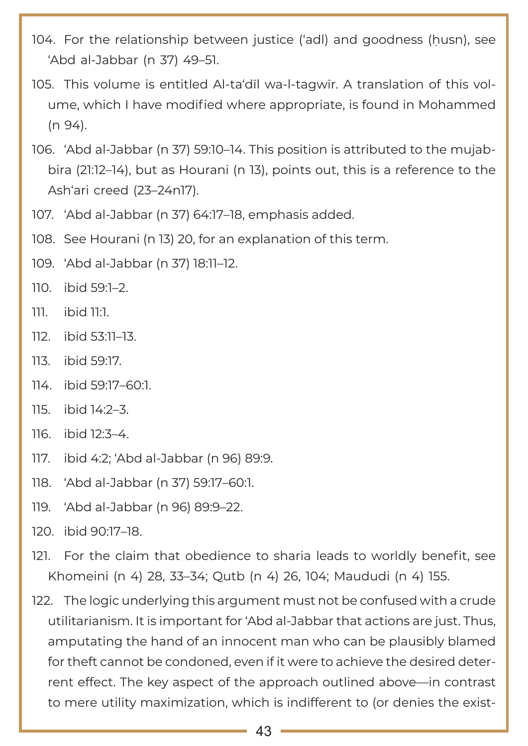104. For the relationship between justice (ʿadl) and goodness (ḥusn), see ʿAbd al-Jabbar (n 37) 49–51.

105. This volume is entitled Al-taʿdīl wa-l-tagwīr. A translation of this volume, which I have modified where appropriate, is found in Mohammed (n 94).

106. ʿAbd al-Jabbar (n 37) 59:10–14. This position is attributed to the mujabbira (21:12–14), but as Hourani (n 13), points out, this is a reference to the Ashʿari creed (23–24n17).

107. ʿAbd al-Jabbar (n 37) 64:17–18, emphasis added.

108. See Hourani (n 13) 20, for an explanation of this term.

109. ʿAbd al-Jabbar (n 37) 18:11–12.

110. ibid 59:1–2.

111. ibid 11:1.

112. ibid 53:11–13.

113. ibid 59:17.

114. ibid 59:17–60:1.

115. ibid 14:2–3.

116. ibid 12:3–4.

117. ibid 4:2; ʿAbd al-Jabbar (n 96) 89:9.

118. ʿAbd al-Jabbar (n 37) 59:17–60:1.

119. ʿAbd al-Jabbar (n 96) 89:9–22.

120. ibid 90:17–18.

121. For the claim that obedience to sharia leads to worldly benefit, see Khomeini (n 4) 28, 33–34; Qutb (n 4) 26, 104; Maududi (n 4) 155.

122. The logic underlying this argument must not be confused with a crude utilitarianism. It is important for ʿAbd al-Jabbar that actions are just. Thus, amputating the hand of an innocent man who can be plausibly blamed for theft cannot be condoned, even if it were to achieve the desired deterrent effect. The key aspect of the approach outlined above—in contrast to mere utility maximization, which is indifferent to (or denies the exist-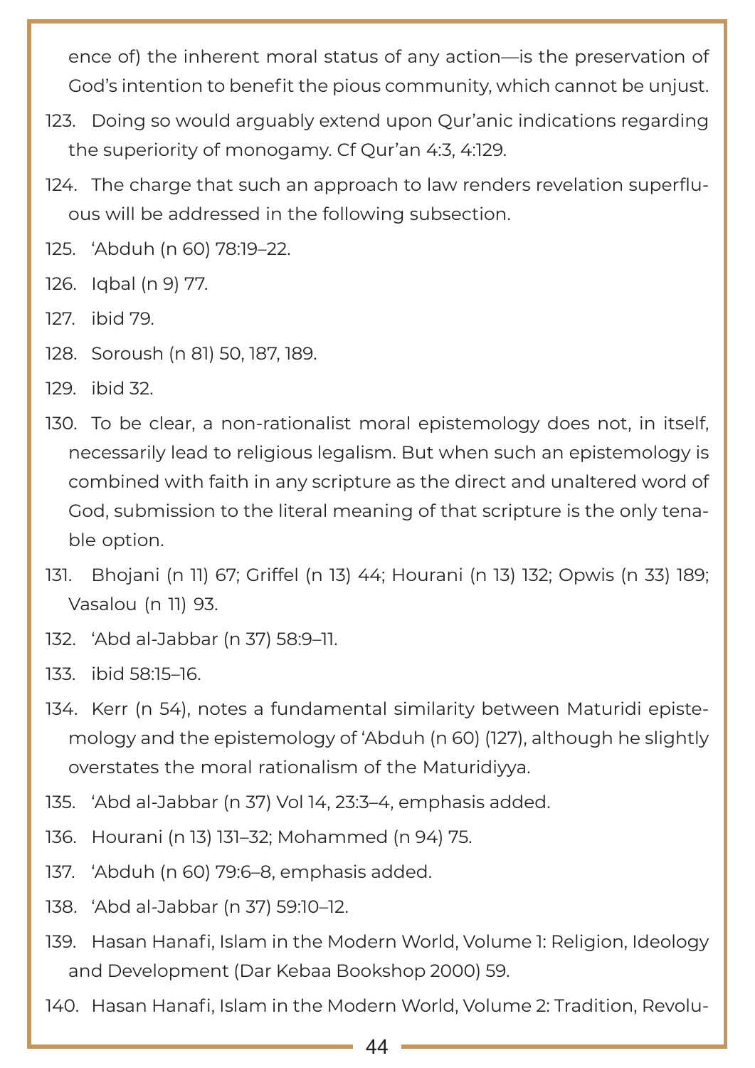ence of) the inherent moral status of any action—is the preservation of God's intention to benefit the pious community, which cannot be unjust.

123. Doing so would arguably extend upon Qur'anic indications regarding the superiority of monogamy. Cf Qur'an 4:3, 4:129.
124. The charge that such an approach to law renders revelation superfluous will be addressed in the following subsection.
125. 'Abduh (n 60) 78:19–22.
126. Iqbal (n 9) 77.
127. ibid 79.
128. Soroush (n 81) 50, 187, 189.
129. ibid 32.
130. To be clear, a non-rationalist moral epistemology does not, in itself, necessarily lead to religious legalism. But when such an epistemology is combined with faith in any scripture as the direct and unaltered word of God, submission to the literal meaning of that scripture is the only tenable option.
131. Bhojani (n 11) 67; Griffel (n 13) 44; Hourani (n 13) 132; Opwis (n 33) 189; Vasalou (n 11) 93.
132. 'Abd al-Jabbar (n 37) 58:9–11.
133. ibid 58:15–16.
134. Kerr (n 54), notes a fundamental similarity between Maturidi epistemology and the epistemology of 'Abduh (n 60) (127), although he slightly overstates the moral rationalism of the Maturidiyya.
135. 'Abd al-Jabbar (n 37) Vol 14, 23:3–4, emphasis added.
136. Hourani (n 13) 131–32; Mohammed (n 94) 75.
137. 'Abduh (n 60) 79:6–8, emphasis added.
138. 'Abd al-Jabbar (n 37) 59:10–12.
139. Hasan Hanafi, Islam in the Modern World, Volume 1: Religion, Ideology and Development (Dar Kebaa Bookshop 2000) 59.
140. Hasan Hanafi, Islam in the Modern World, Volume 2: Tradition, Revolu-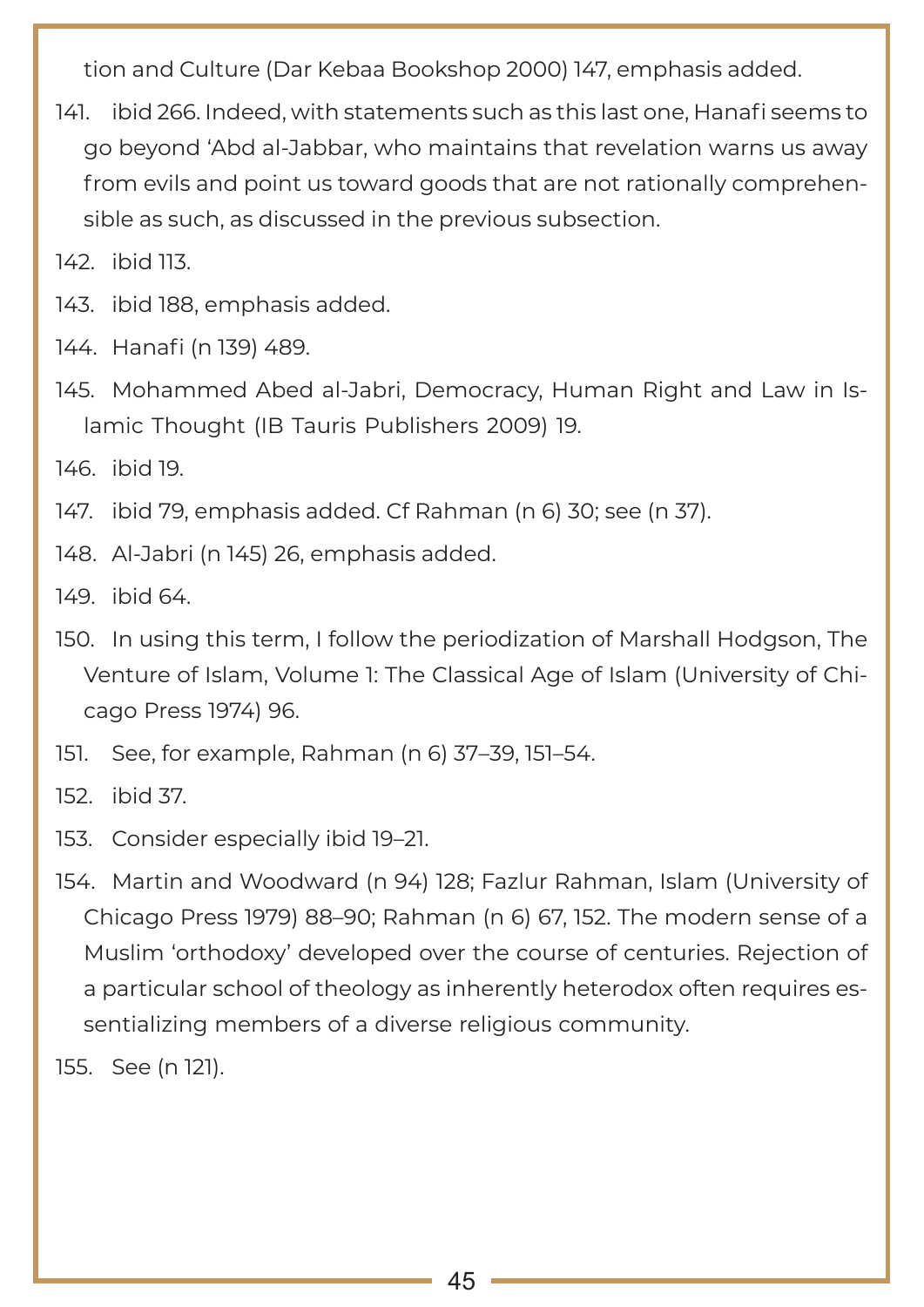tion and Culture (Dar Kebaa Bookshop 2000) 147, emphasis added.

141. ibid 266. Indeed, with statements such as this last one, Hanafi seems to go beyond 'Abd al-Jabbar, who maintains that revelation warns us away from evils and point us toward goods that are not rationally comprehensible as such, as discussed in the previous subsection.

142. ibid 113.

143. ibid 188, emphasis added.

144. Hanafi (n 139) 489.

145. Mohammed Abed al-Jabri, Democracy, Human Right and Law in Islamic Thought (IB Tauris Publishers 2009) 19.

146. ibid 19.

147. ibid 79, emphasis added. Cf Rahman (n 6) 30; see (n 37).

148. Al-Jabri (n 145) 26, emphasis added.

149. ibid 64.

150. In using this term, I follow the periodization of Marshall Hodgson, The Venture of Islam, Volume 1: The Classical Age of Islam (University of Chicago Press 1974) 96.

151. See, for example, Rahman (n 6) 37–39, 151–54.

152. ibid 37.

153. Consider especially ibid 19–21.

154. Martin and Woodward (n 94) 128; Fazlur Rahman, Islam (University of Chicago Press 1979) 88–90; Rahman (n 6) 67, 152. The modern sense of a Muslim 'orthodoxy' developed over the course of centuries. Rejection of a particular school of theology as inherently heterodox often requires essentializing members of a diverse religious community.

155. See (n 121).